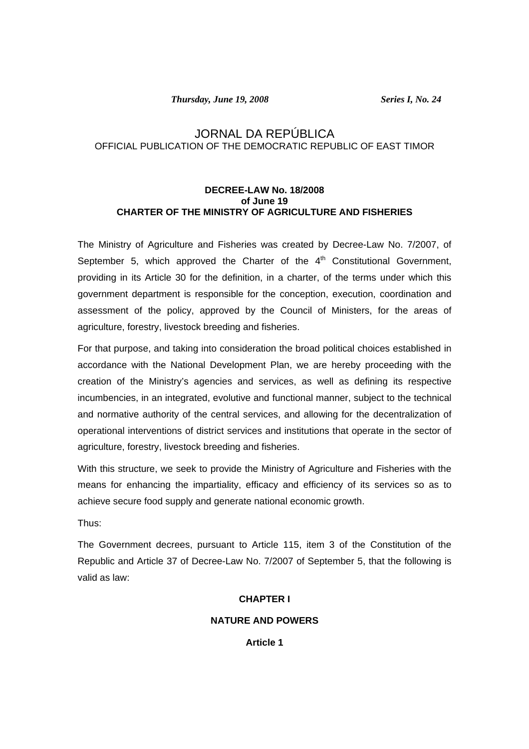*Thursday, June 19, 2008* *Series I, No. 24*

# JORNAL DA REPÚBLICA

OFFICIAL PUBLICATION OF THE DEMOCRATIC REPUBLIC OF EAST TIMOR

## DECREE-LAW No. 18/2008
## of June 19
## CHARTER OF THE MINISTRY OF AGRICULTURE AND FISHERIES

The Ministry of Agriculture and Fisheries was created by Decree-Law No. 7/2007, of September 5, which approved the Charter of the 4th Constitutional Government, providing in its Article 30 for the definition, in a charter, of the terms under which this government department is responsible for the conception, execution, coordination and assessment of the policy, approved by the Council of Ministers, for the areas of agriculture, forestry, livestock breeding and fisheries.

For that purpose, and taking into consideration the broad political choices established in accordance with the National Development Plan, we are hereby proceeding with the creation of the Ministry's agencies and services, as well as defining its respective incumbencies, in an integrated, evolutive and functional manner, subject to the technical and normative authority of the central services, and allowing for the decentralization of operational interventions of district services and institutions that operate in the sector of agriculture, forestry, livestock breeding and fisheries.

With this structure, we seek to provide the Ministry of Agriculture and Fisheries with the means for enhancing the impartiality, efficacy and efficiency of its services so as to achieve secure food supply and generate national economic growth.

Thus:

The Government decrees, pursuant to Article 115, item 3 of the Constitution of the Republic and Article 37 of Decree-Law No. 7/2007 of September 5, that the following is valid as law:

### CHAPTER I

### NATURE AND POWERS

#### Article 1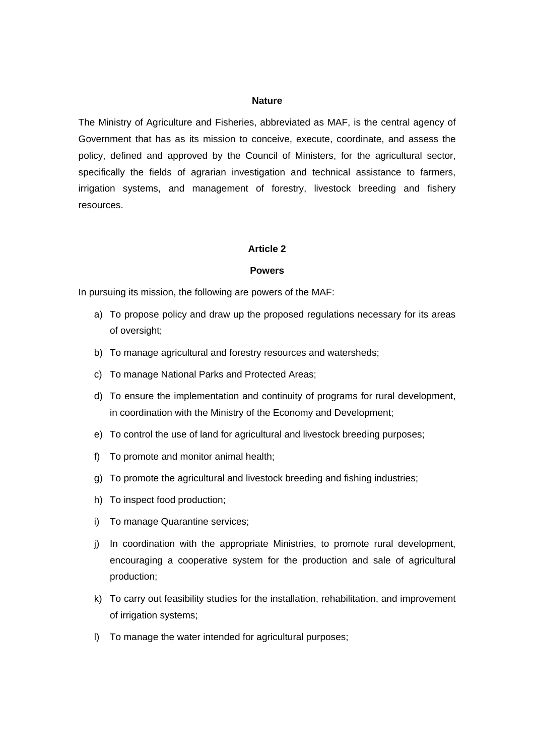**Nature**

The Ministry of Agriculture and Fisheries, abbreviated as MAF, is the central agency of Government that has as its mission to conceive, execute, coordinate, and assess the policy, defined and approved by the Council of Ministers, for the agricultural sector, specifically the fields of agrarian investigation and technical assistance to farmers, irrigation systems, and management of forestry, livestock breeding and fishery resources.

**Article 2**

**Powers**

In pursuing its mission, the following are powers of the MAF:

a) To propose policy and draw up the proposed regulations necessary for its areas of oversight;

b) To manage agricultural and forestry resources and watersheds;

c) To manage National Parks and Protected Areas;

d) To ensure the implementation and continuity of programs for rural development, in coordination with the Ministry of the Economy and Development;

e) To control the use of land for agricultural and livestock breeding purposes;

f) To promote and monitor animal health;

g) To promote the agricultural and livestock breeding and fishing industries;

h) To inspect food production;

i) To manage Quarantine services;

j) In coordination with the appropriate Ministries, to promote rural development, encouraging a cooperative system for the production and sale of agricultural production;

k) To carry out feasibility studies for the installation, rehabilitation, and improvement of irrigation systems;

l) To manage the water intended for agricultural purposes;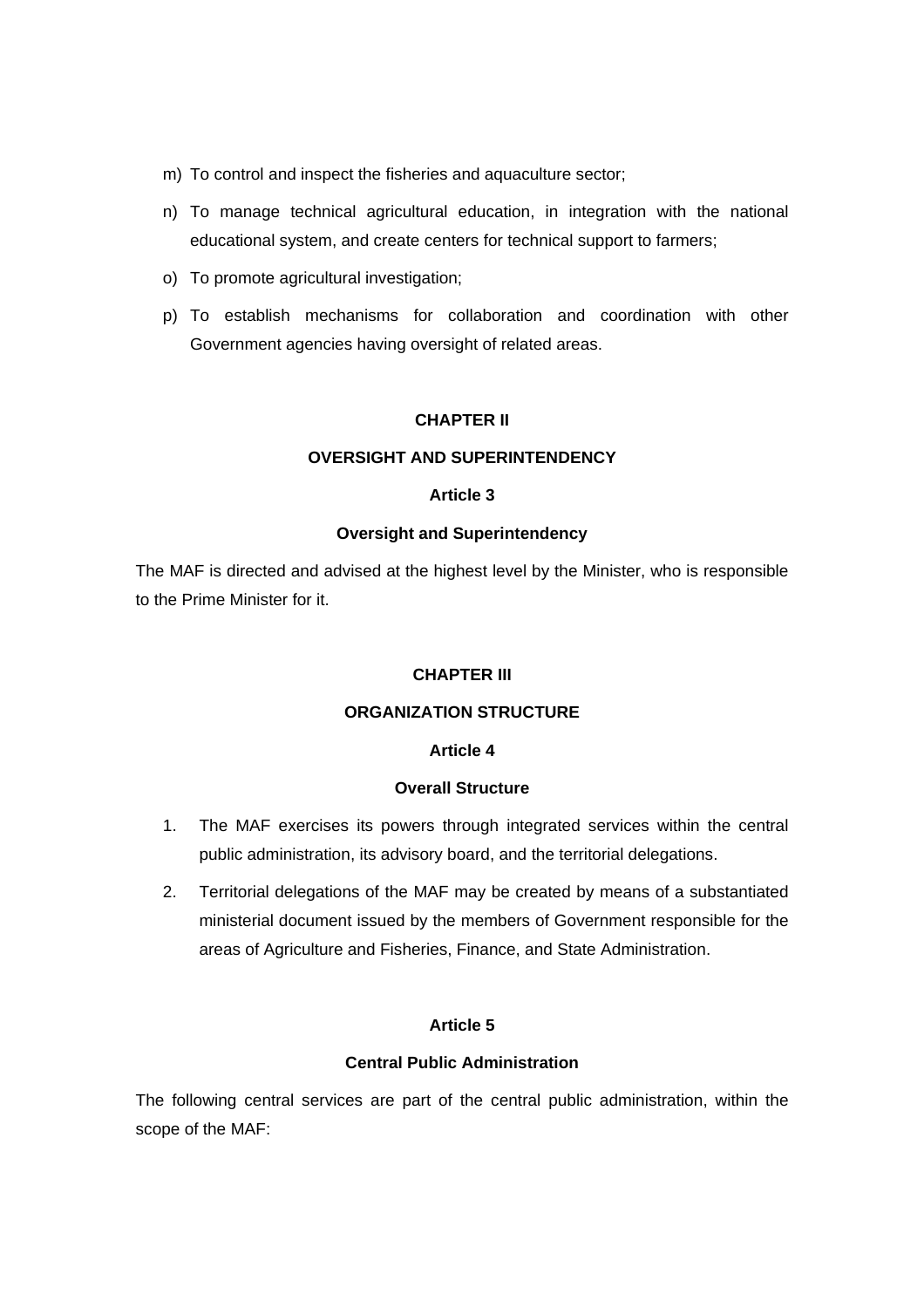m) To control and inspect the fisheries and aquaculture sector;

n) To manage technical agricultural education, in integration with the national educational system, and create centers for technical support to farmers;

o) To promote agricultural investigation;

p) To establish mechanisms for collaboration and coordination with other Government agencies having oversight of related areas.

## CHAPTER II

## OVERSIGHT AND SUPERINTENDENCY

### Article 3

### Oversight and Superintendency

The MAF is directed and advised at the highest level by the Minister, who is responsible to the Prime Minister for it.

## CHAPTER III

## ORGANIZATION STRUCTURE

### Article 4

### Overall Structure

1. The MAF exercises its powers through integrated services within the central public administration, its advisory board, and the territorial delegations.

2. Territorial delegations of the MAF may be created by means of a substantiated ministerial document issued by the members of Government responsible for the areas of Agriculture and Fisheries, Finance, and State Administration.

### Article 5

### Central Public Administration

The following central services are part of the central public administration, within the scope of the MAF: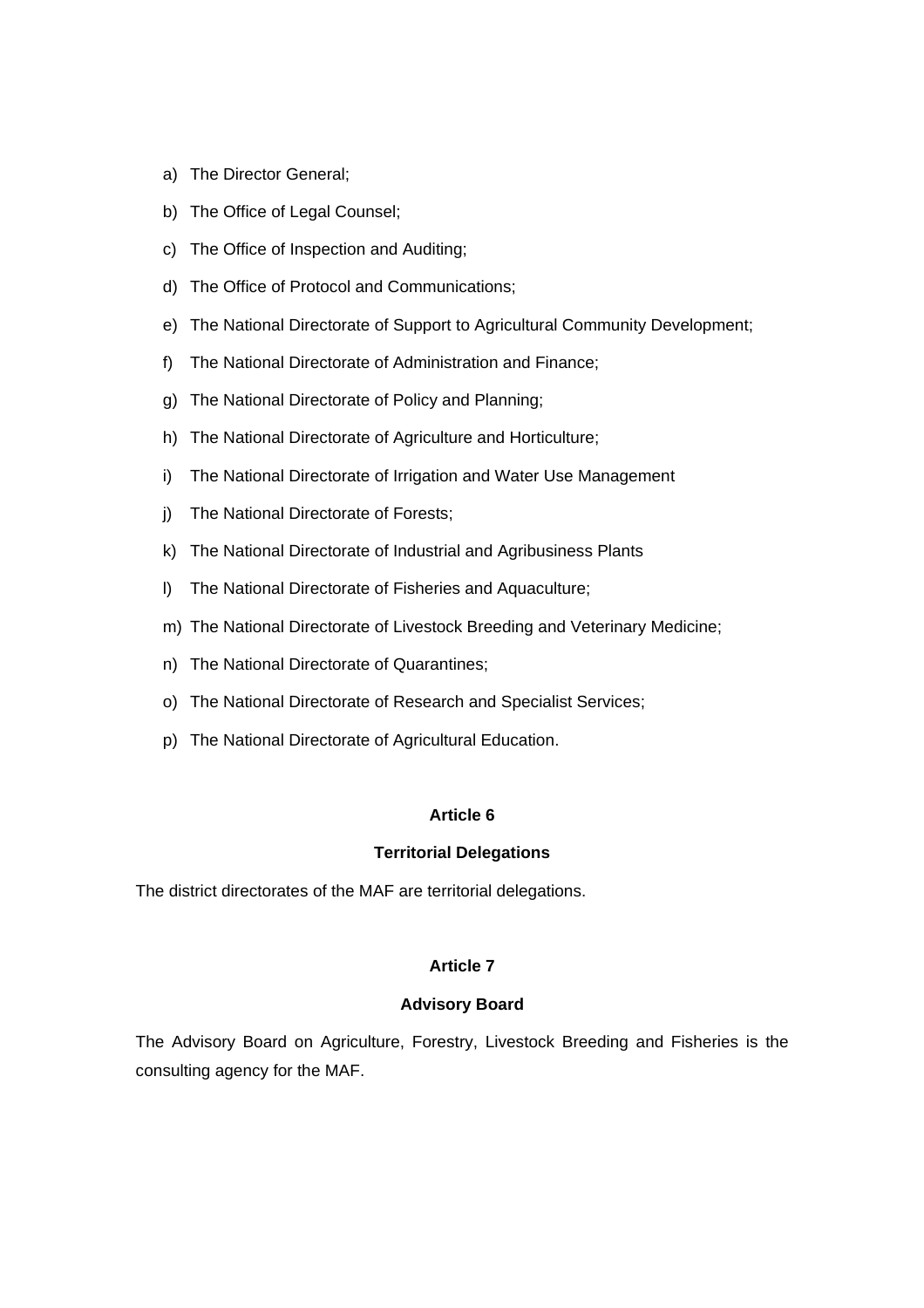a) The Director General;
b) The Office of Legal Counsel;
c) The Office of Inspection and Auditing;
d) The Office of Protocol and Communications;
e) The National Directorate of Support to Agricultural Community Development;
f) The National Directorate of Administration and Finance;
g) The National Directorate of Policy and Planning;
h) The National Directorate of Agriculture and Horticulture;
i) The National Directorate of Irrigation and Water Use Management
j) The National Directorate of Forests;
k) The National Directorate of Industrial and Agribusiness Plants
l) The National Directorate of Fisheries and Aquaculture;
m) The National Directorate of Livestock Breeding and Veterinary Medicine;
n) The National Directorate of Quarantines;
o) The National Directorate of Research and Specialist Services;
p) The National Directorate of Agricultural Education.

**Article 6**

**Territorial Delegations**

The district directorates of the MAF are territorial delegations.

**Article 7**

**Advisory Board**

The Advisory Board on Agriculture, Forestry, Livestock Breeding and Fisheries is the consulting agency for the MAF.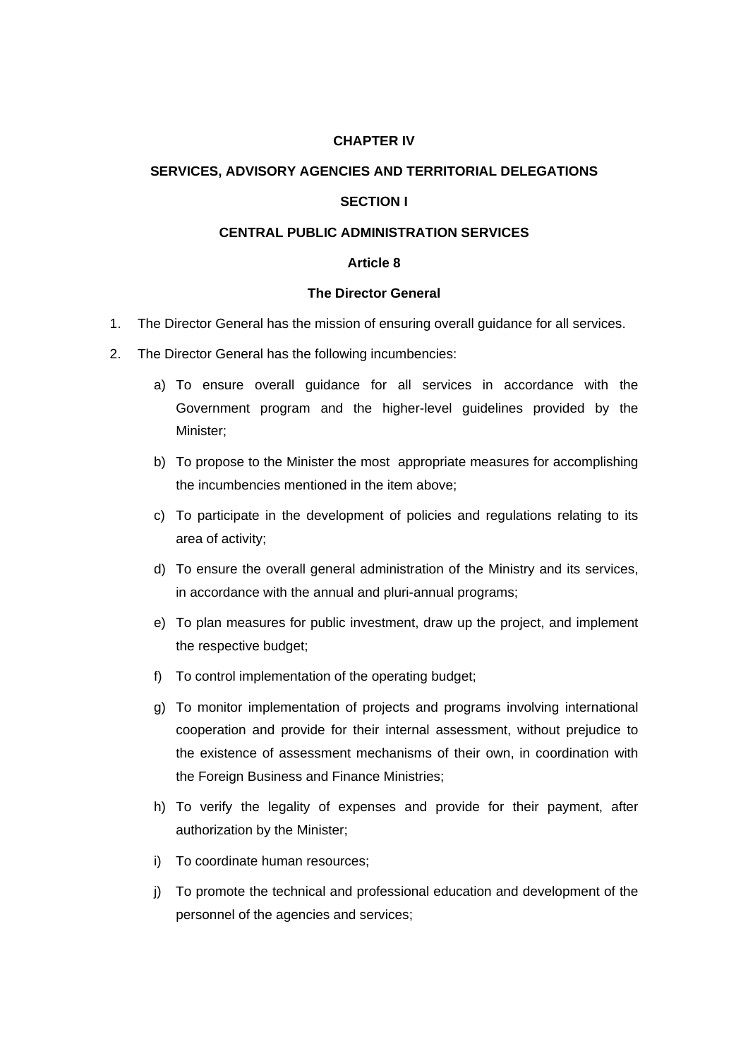## CHAPTER IV

## SERVICES, ADVISORY AGENCIES AND TERRITORIAL DELEGATIONS

### SECTION I

### CENTRAL PUBLIC ADMINISTRATION SERVICES

#### Article 8

#### The Director General

1. The Director General has the mission of ensuring overall guidance for all services.
2. The Director General has the following incumbencies:
   a) To ensure overall guidance for all services in accordance with the Government program and the higher-level guidelines provided by the Minister;
   b) To propose to the Minister the most appropriate measures for accomplishing the incumbencies mentioned in the item above;
   c) To participate in the development of policies and regulations relating to its area of activity;
   d) To ensure the overall general administration of the Ministry and its services, in accordance with the annual and pluri-annual programs;
   e) To plan measures for public investment, draw up the project, and implement the respective budget;
   f) To control implementation of the operating budget;
   g) To monitor implementation of projects and programs involving international cooperation and provide for their internal assessment, without prejudice to the existence of assessment mechanisms of their own, in coordination with the Foreign Business and Finance Ministries;
   h) To verify the legality of expenses and provide for their payment, after authorization by the Minister;
   i) To coordinate human resources;
   j) To promote the technical and professional education and development of the personnel of the agencies and services;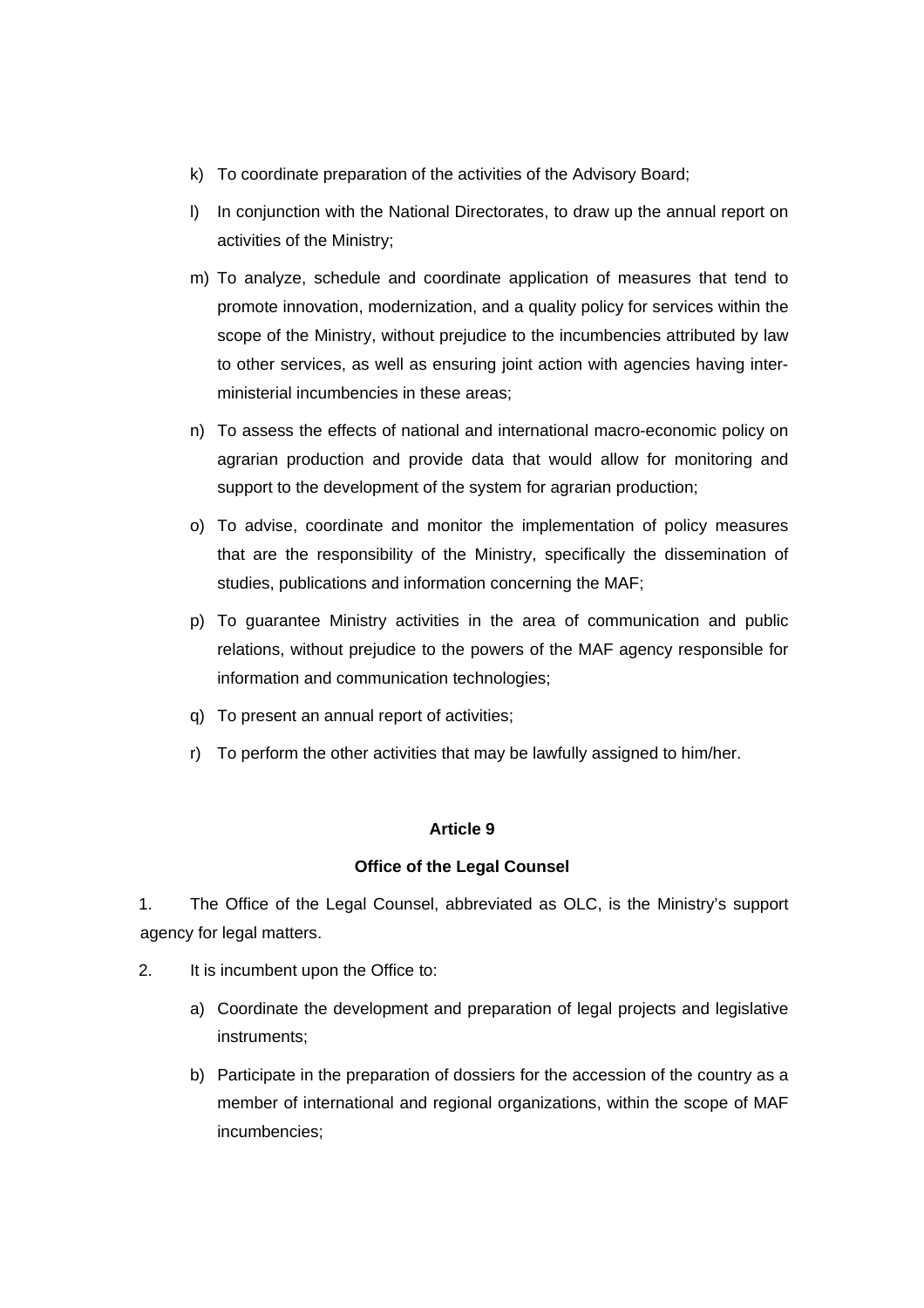k) To coordinate preparation of the activities of the Advisory Board;

l) In conjunction with the National Directorates, to draw up the annual report on activities of the Ministry;

m) To analyze, schedule and coordinate application of measures that tend to promote innovation, modernization, and a quality policy for services within the scope of the Ministry, without prejudice to the incumbencies attributed by law to other services, as well as ensuring joint action with agencies having inter-ministerial incumbencies in these areas;

n) To assess the effects of national and international macro-economic policy on agrarian production and provide data that would allow for monitoring and support to the development of the system for agrarian production;

o) To advise, coordinate and monitor the implementation of policy measures that are the responsibility of the Ministry, specifically the dissemination of studies, publications and information concerning the MAF;

p) To guarantee Ministry activities in the area of communication and public relations, without prejudice to the powers of the MAF agency responsible for information and communication technologies;

q) To present an annual report of activities;

r) To perform the other activities that may be lawfully assigned to him/her.

**Article 9**

**Office of the Legal Counsel**

1. The Office of the Legal Counsel, abbreviated as OLC, is the Ministry's support agency for legal matters.

2. It is incumbent upon the Office to:

   a) Coordinate the development and preparation of legal projects and legislative instruments;

   b) Participate in the preparation of dossiers for the accession of the country as a member of international and regional organizations, within the scope of MAF incumbencies;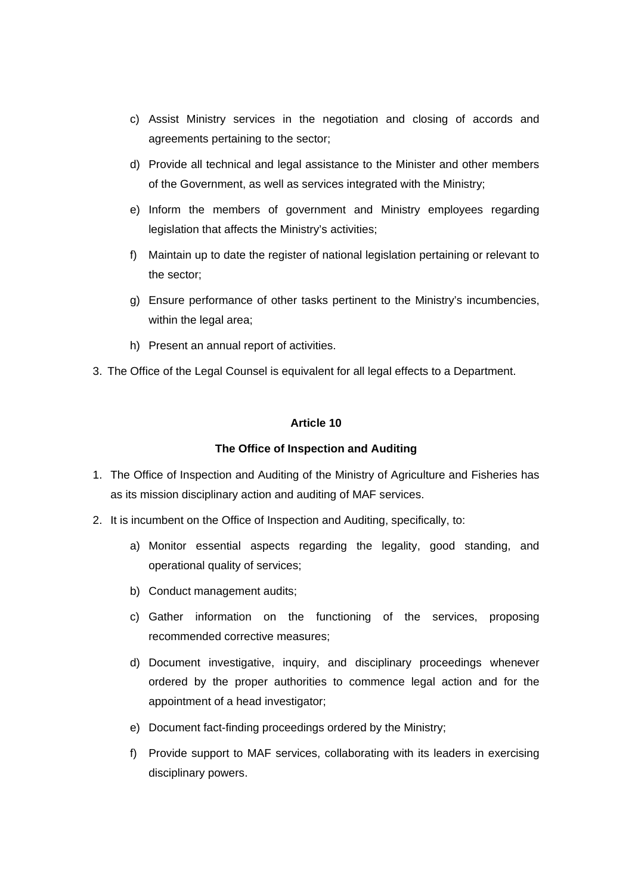c) Assist Ministry services in the negotiation and closing of accords and agreements pertaining to the sector;

d) Provide all technical and legal assistance to the Minister and other members of the Government, as well as services integrated with the Ministry;

e) Inform the members of government and Ministry employees regarding legislation that affects the Ministry's activities;

f) Maintain up to date the register of national legislation pertaining or relevant to the sector;

g) Ensure performance of other tasks pertinent to the Ministry's incumbencies, within the legal area;

h) Present an annual report of activities.

3. The Office of the Legal Counsel is equivalent for all legal effects to a Department.

**Article 10**

**The Office of Inspection and Auditing**

1. The Office of Inspection and Auditing of the Ministry of Agriculture and Fisheries has as its mission disciplinary action and auditing of MAF services.
2. It is incumbent on the Office of Inspection and Auditing, specifically, to:

   a) Monitor essential aspects regarding the legality, good standing, and operational quality of services;

   b) Conduct management audits;

   c) Gather information on the functioning of the services, proposing recommended corrective measures;

   d) Document investigative, inquiry, and disciplinary proceedings whenever ordered by the proper authorities to commence legal action and for the appointment of a head investigator;

   e) Document fact-finding proceedings ordered by the Ministry;

   f) Provide support to MAF services, collaborating with its leaders in exercising disciplinary powers.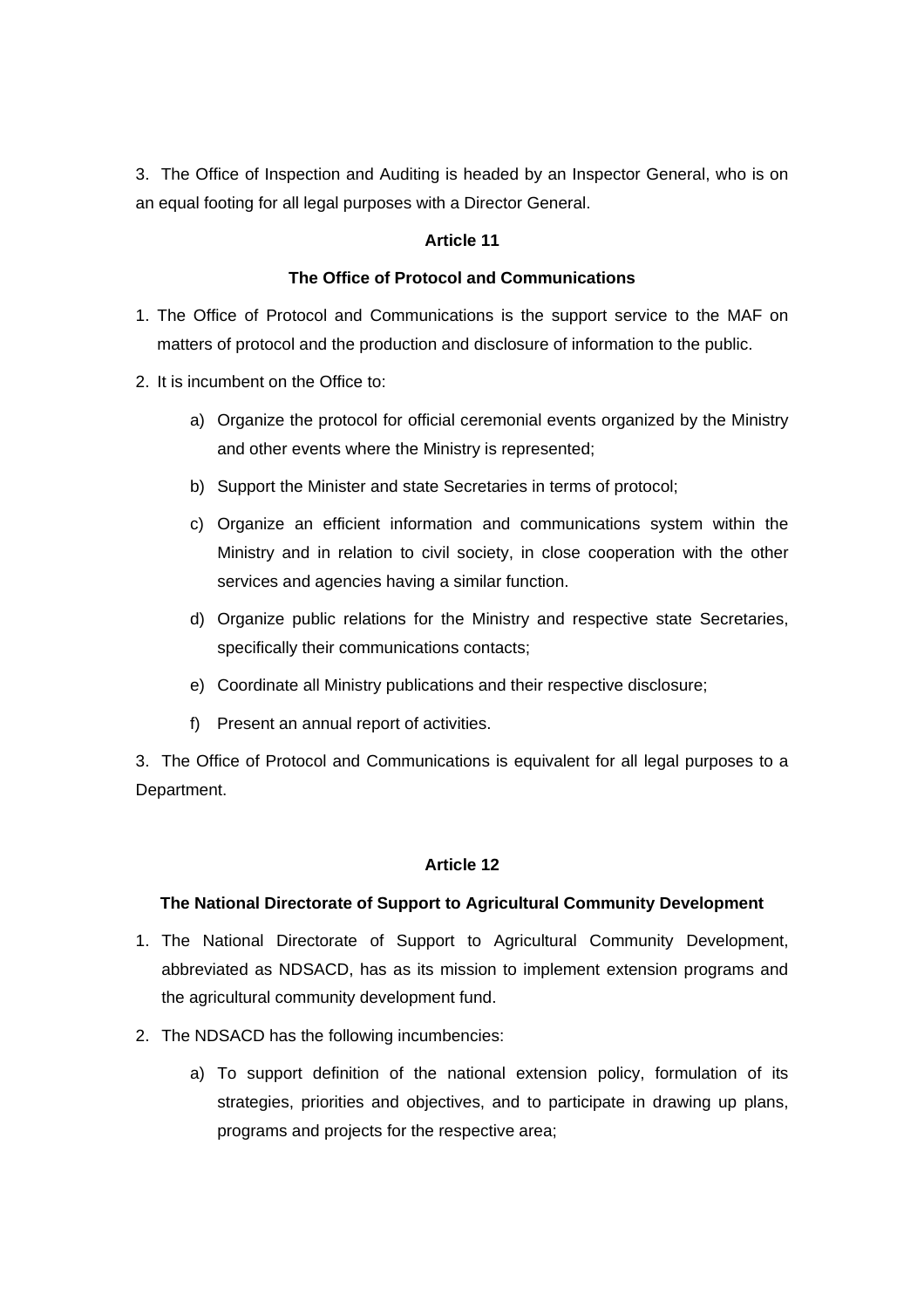3. The Office of Inspection and Auditing is headed by an Inspector General, who is on an equal footing for all legal purposes with a Director General.

**Article 11**

**The Office of Protocol and Communications**

1. The Office of Protocol and Communications is the support service to the MAF on matters of protocol and the production and disclosure of information to the public.
2. It is incumbent on the Office to:
    a) Organize the protocol for official ceremonial events organized by the Ministry and other events where the Ministry is represented;
    b) Support the Minister and state Secretaries in terms of protocol;
    c) Organize an efficient information and communications system within the Ministry and in relation to civil society, in close cooperation with the other services and agencies having a similar function.
    d) Organize public relations for the Ministry and respective state Secretaries, specifically their communications contacts;
    e) Coordinate all Ministry publications and their respective disclosure;
    f) Present an annual report of activities.

3. The Office of Protocol and Communications is equivalent for all legal purposes to a Department.

**Article 12**

**The National Directorate of Support to Agricultural Community Development**

1. The National Directorate of Support to Agricultural Community Development, abbreviated as NDSACD, has as its mission to implement extension programs and the agricultural community development fund.
2. The NDSACD has the following incumbencies:
    a) To support definition of the national extension policy, formulation of its strategies, priorities and objectives, and to participate in drawing up plans, programs and projects for the respective area;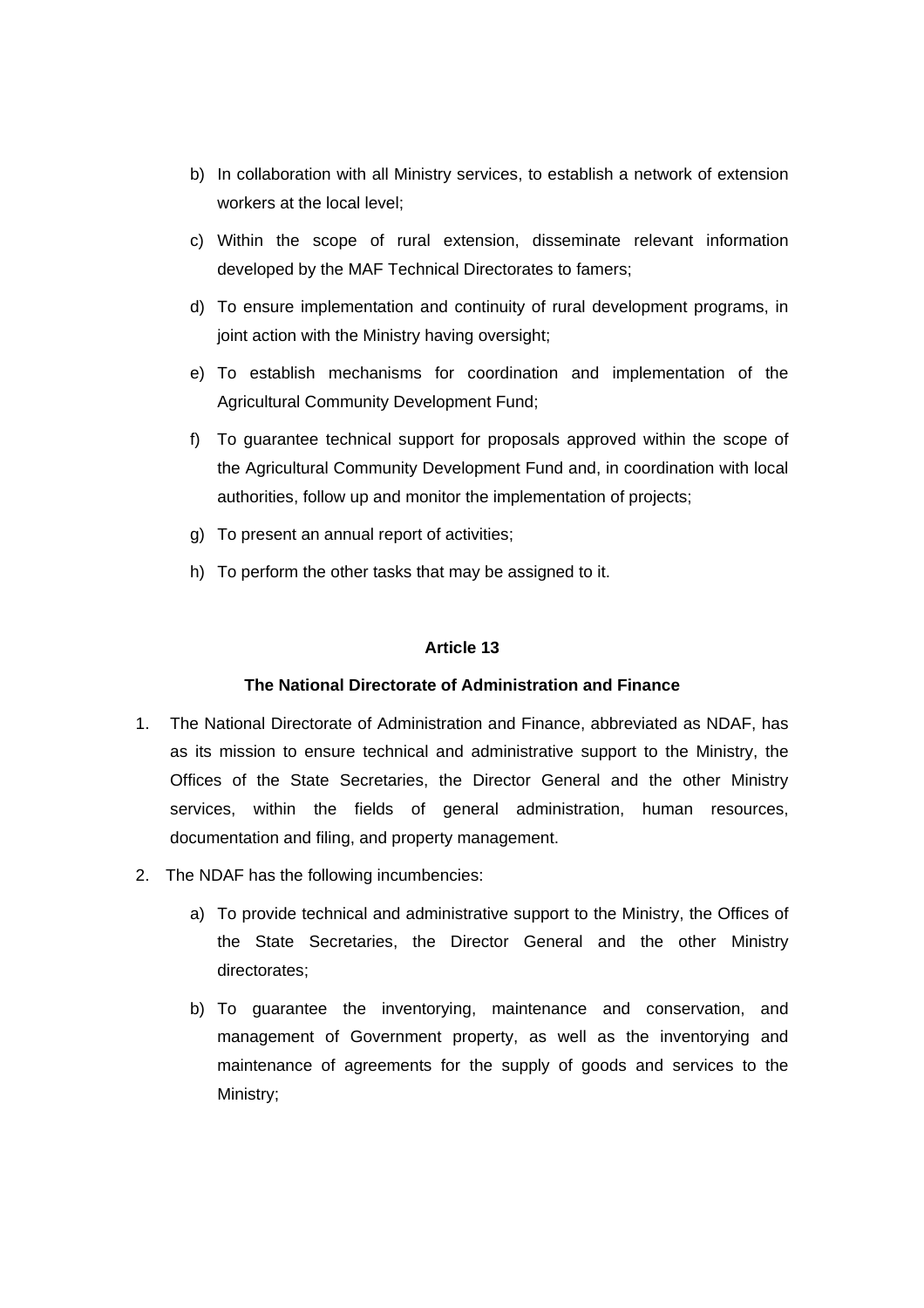b) In collaboration with all Ministry services, to establish a network of extension workers at the local level;

c) Within the scope of rural extension, disseminate relevant information developed by the MAF Technical Directorates to famers;

d) To ensure implementation and continuity of rural development programs, in joint action with the Ministry having oversight;

e) To establish mechanisms for coordination and implementation of the Agricultural Community Development Fund;

f) To guarantee technical support for proposals approved within the scope of the Agricultural Community Development Fund and, in coordination with local authorities, follow up and monitor the implementation of projects;

g) To present an annual report of activities;

h) To perform the other tasks that may be assigned to it.

**Article 13**

**The National Directorate of Administration and Finance**

1. The National Directorate of Administration and Finance, abbreviated as NDAF, has as its mission to ensure technical and administrative support to the Ministry, the Offices of the State Secretaries, the Director General and the other Ministry services, within the fields of general administration, human resources, documentation and filing, and property management.

2. The NDAF has the following incumbencies:

   a) To provide technical and administrative support to the Ministry, the Offices of the State Secretaries, the Director General and the other Ministry directorates;

   b) To guarantee the inventorying, maintenance and conservation, and management of Government property, as well as the inventorying and maintenance of agreements for the supply of goods and services to the Ministry;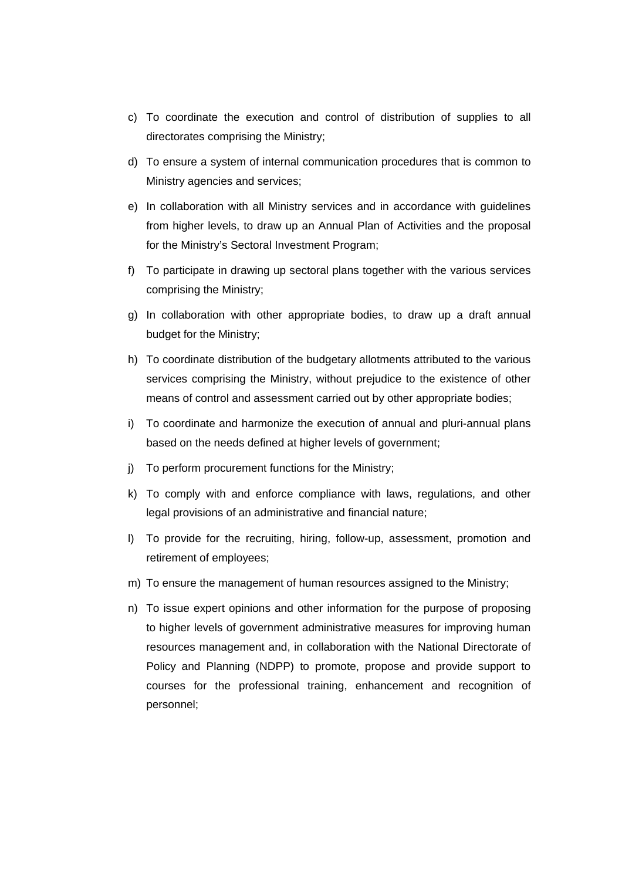c) To coordinate the execution and control of distribution of supplies to all directorates comprising the Ministry;

d) To ensure a system of internal communication procedures that is common to Ministry agencies and services;

e) In collaboration with all Ministry services and in accordance with guidelines from higher levels, to draw up an Annual Plan of Activities and the proposal for the Ministry's Sectoral Investment Program;

f) To participate in drawing up sectoral plans together with the various services comprising the Ministry;

g) In collaboration with other appropriate bodies, to draw up a draft annual budget for the Ministry;

h) To coordinate distribution of the budgetary allotments attributed to the various services comprising the Ministry, without prejudice to the existence of other means of control and assessment carried out by other appropriate bodies;

i) To coordinate and harmonize the execution of annual and pluri-annual plans based on the needs defined at higher levels of government;

j) To perform procurement functions for the Ministry;

k) To comply with and enforce compliance with laws, regulations, and other legal provisions of an administrative and financial nature;

l) To provide for the recruiting, hiring, follow-up, assessment, promotion and retirement of employees;

m) To ensure the management of human resources assigned to the Ministry;

n) To issue expert opinions and other information for the purpose of proposing to higher levels of government administrative measures for improving human resources management and, in collaboration with the National Directorate of Policy and Planning (NDPP) to promote, propose and provide support to courses for the professional training, enhancement and recognition of personnel;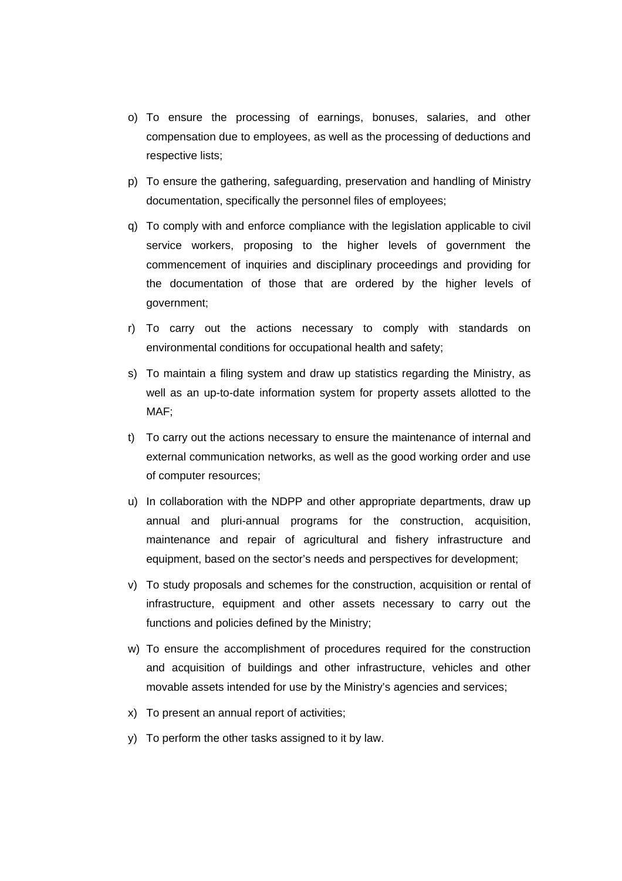o) To ensure the processing of earnings, bonuses, salaries, and other compensation due to employees, as well as the processing of deductions and respective lists;

p) To ensure the gathering, safeguarding, preservation and handling of Ministry documentation, specifically the personnel files of employees;

q) To comply with and enforce compliance with the legislation applicable to civil service workers, proposing to the higher levels of government the commencement of inquiries and disciplinary proceedings and providing for the documentation of those that are ordered by the higher levels of government;

r) To carry out the actions necessary to comply with standards on environmental conditions for occupational health and safety;

s) To maintain a filing system and draw up statistics regarding the Ministry, as well as an up-to-date information system for property assets allotted to the MAF;

t) To carry out the actions necessary to ensure the maintenance of internal and external communication networks, as well as the good working order and use of computer resources;

u) In collaboration with the NDPP and other appropriate departments, draw up annual and pluri-annual programs for the construction, acquisition, maintenance and repair of agricultural and fishery infrastructure and equipment, based on the sector's needs and perspectives for development;

v) To study proposals and schemes for the construction, acquisition or rental of infrastructure, equipment and other assets necessary to carry out the functions and policies defined by the Ministry;

w) To ensure the accomplishment of procedures required for the construction and acquisition of buildings and other infrastructure, vehicles and other movable assets intended for use by the Ministry's agencies and services;

x) To present an annual report of activities;

y) To perform the other tasks assigned to it by law.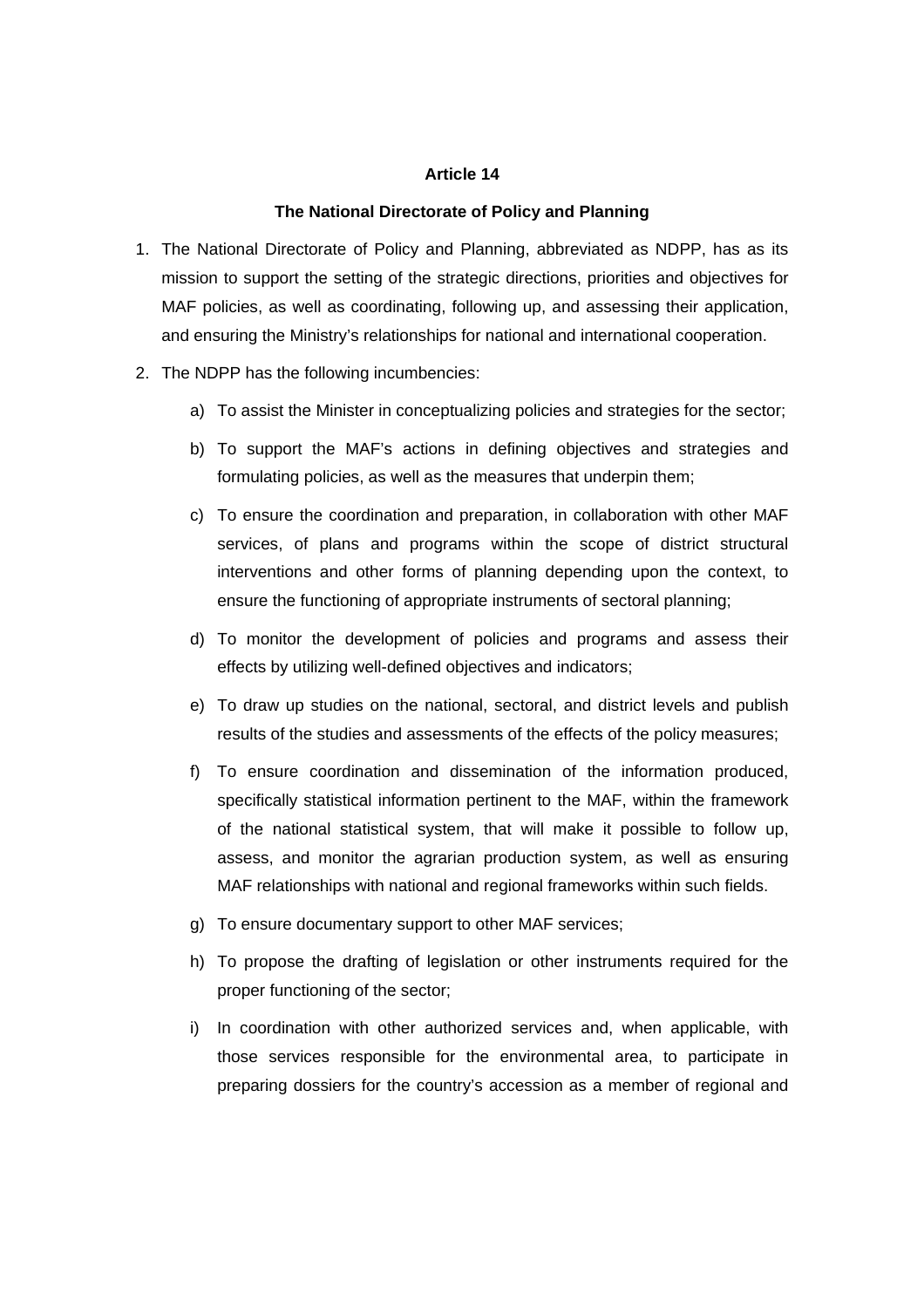**Article 14**

**The National Directorate of Policy and Planning**

1. The National Directorate of Policy and Planning, abbreviated as NDPP, has as its mission to support the setting of the strategic directions, priorities and objectives for MAF policies, as well as coordinating, following up, and assessing their application, and ensuring the Ministry's relationships for national and international cooperation.

2. The NDPP has the following incumbencies:

   a) To assist the Minister in conceptualizing policies and strategies for the sector;

   b) To support the MAF's actions in defining objectives and strategies and formulating policies, as well as the measures that underpin them;

   c) To ensure the coordination and preparation, in collaboration with other MAF services, of plans and programs within the scope of district structural interventions and other forms of planning depending upon the context, to ensure the functioning of appropriate instruments of sectoral planning;

   d) To monitor the development of policies and programs and assess their effects by utilizing well-defined objectives and indicators;

   e) To draw up studies on the national, sectoral, and district levels and publish results of the studies and assessments of the effects of the policy measures;

   f) To ensure coordination and dissemination of the information produced, specifically statistical information pertinent to the MAF, within the framework of the national statistical system, that will make it possible to follow up, assess, and monitor the agrarian production system, as well as ensuring MAF relationships with national and regional frameworks within such fields.

   g) To ensure documentary support to other MAF services;

   h) To propose the drafting of legislation or other instruments required for the proper functioning of the sector;

   i) In coordination with other authorized services and, when applicable, with those services responsible for the environmental area, to participate in preparing dossiers for the country's accession as a member of regional and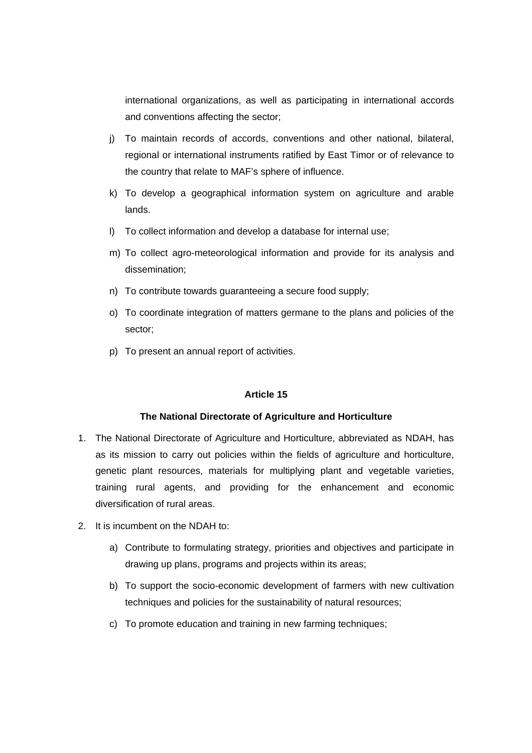international organizations, as well as participating in international accords and conventions affecting the sector;

j) To maintain records of accords, conventions and other national, bilateral, regional or international instruments ratified by East Timor or of relevance to the country that relate to MAF's sphere of influence.

k) To develop a geographical information system on agriculture and arable lands.

l) To collect information and develop a database for internal use;

m) To collect agro-meteorological information and provide for its analysis and dissemination;

n) To contribute towards guaranteeing a secure food supply;

o) To coordinate integration of matters germane to the plans and policies of the sector;

p) To present an annual report of activities.

**Article 15**

**The National Directorate of Agriculture and Horticulture**

1. The National Directorate of Agriculture and Horticulture, abbreviated as NDAH, has as its mission to carry out policies within the fields of agriculture and horticulture, genetic plant resources, materials for multiplying plant and vegetable varieties, training rural agents, and providing for the enhancement and economic diversification of rural areas.

2. It is incumbent on the NDAH to:

   a) Contribute to formulating strategy, priorities and objectives and participate in drawing up plans, programs and projects within its areas;

   b) To support the socio-economic development of farmers with new cultivation techniques and policies for the sustainability of natural resources;

   c) To promote education and training in new farming techniques;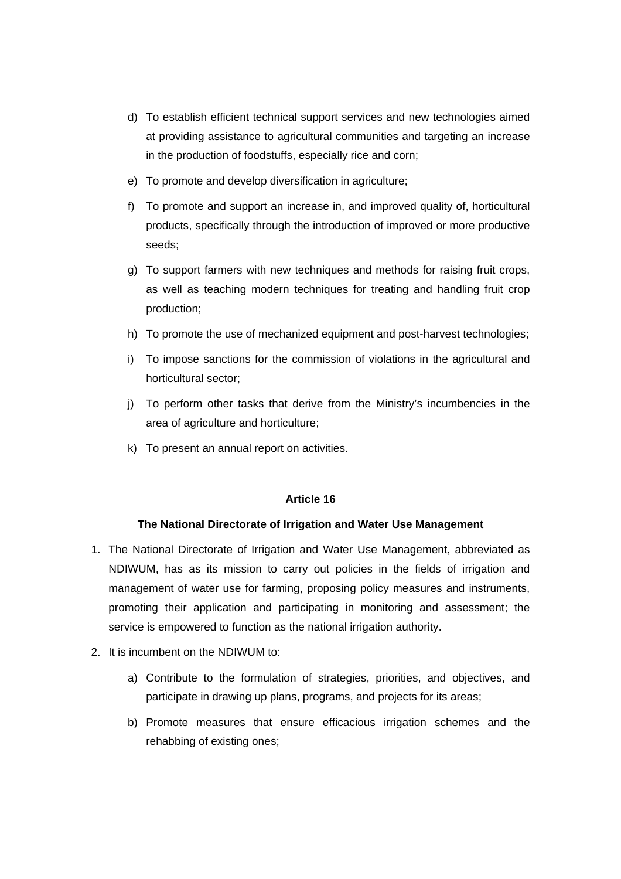d) To establish efficient technical support services and new technologies aimed at providing assistance to agricultural communities and targeting an increase in the production of foodstuffs, especially rice and corn;

e) To promote and develop diversification in agriculture;

f) To promote and support an increase in, and improved quality of, horticultural products, specifically through the introduction of improved or more productive seeds;

g) To support farmers with new techniques and methods for raising fruit crops, as well as teaching modern techniques for treating and handling fruit crop production;

h) To promote the use of mechanized equipment and post-harvest technologies;

i) To impose sanctions for the commission of violations in the agricultural and horticultural sector;

j) To perform other tasks that derive from the Ministry's incumbencies in the area of agriculture and horticulture;

k) To present an annual report on activities.

**Article 16**

**The National Directorate of Irrigation and Water Use Management**

1. The National Directorate of Irrigation and Water Use Management, abbreviated as NDIWUM, has as its mission to carry out policies in the fields of irrigation and management of water use for farming, proposing policy measures and instruments, promoting their application and participating in monitoring and assessment; the service is empowered to function as the national irrigation authority.

2. It is incumbent on the NDIWUM to:

    a) Contribute to the formulation of strategies, priorities, and objectives, and participate in drawing up plans, programs, and projects for its areas;

    b) Promote measures that ensure efficacious irrigation schemes and the rehabbing of existing ones;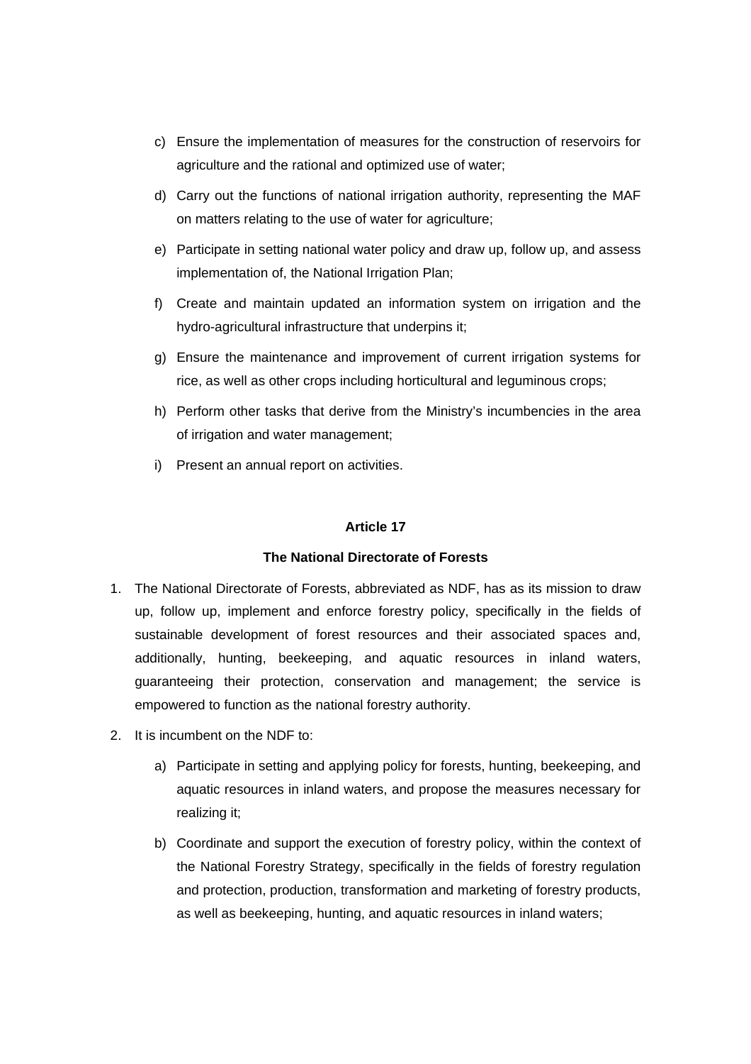c) Ensure the implementation of measures for the construction of reservoirs for agriculture and the rational and optimized use of water;

d) Carry out the functions of national irrigation authority, representing the MAF on matters relating to the use of water for agriculture;

e) Participate in setting national water policy and draw up, follow up, and assess implementation of, the National Irrigation Plan;

f) Create and maintain updated an information system on irrigation and the hydro-agricultural infrastructure that underpins it;

g) Ensure the maintenance and improvement of current irrigation systems for rice, as well as other crops including horticultural and leguminous crops;

h) Perform other tasks that derive from the Ministry's incumbencies in the area of irrigation and water management;

i) Present an annual report on activities.

**Article 17**

**The National Directorate of Forests**

1. The National Directorate of Forests, abbreviated as NDF, has as its mission to draw up, follow up, implement and enforce forestry policy, specifically in the fields of sustainable development of forest resources and their associated spaces and, additionally, hunting, beekeeping, and aquatic resources in inland waters, guaranteeing their protection, conservation and management; the service is empowered to function as the national forestry authority.

2. It is incumbent on the NDF to:

   a) Participate in setting and applying policy for forests, hunting, beekeeping, and aquatic resources in inland waters, and propose the measures necessary for realizing it;

   b) Coordinate and support the execution of forestry policy, within the context of the National Forestry Strategy, specifically in the fields of forestry regulation and protection, production, transformation and marketing of forestry products, as well as beekeeping, hunting, and aquatic resources in inland waters;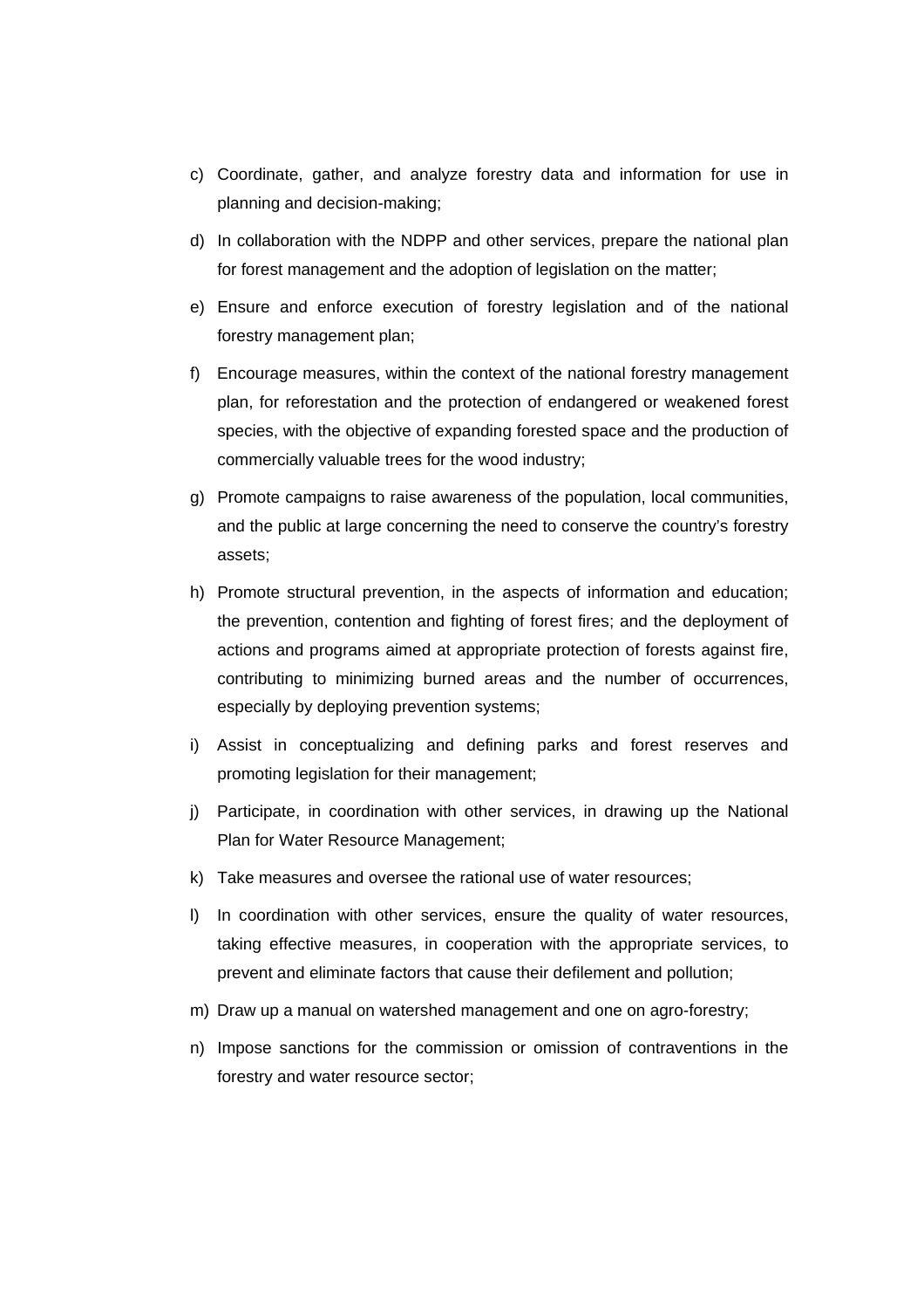c) Coordinate, gather, and analyze forestry data and information for use in planning and decision-making;

d) In collaboration with the NDPP and other services, prepare the national plan for forest management and the adoption of legislation on the matter;

e) Ensure and enforce execution of forestry legislation and of the national forestry management plan;

f) Encourage measures, within the context of the national forestry management plan, for reforestation and the protection of endangered or weakened forest species, with the objective of expanding forested space and the production of commercially valuable trees for the wood industry;

g) Promote campaigns to raise awareness of the population, local communities, and the public at large concerning the need to conserve the country's forestry assets;

h) Promote structural prevention, in the aspects of information and education; the prevention, contention and fighting of forest fires; and the deployment of actions and programs aimed at appropriate protection of forests against fire, contributing to minimizing burned areas and the number of occurrences, especially by deploying prevention systems;

i) Assist in conceptualizing and defining parks and forest reserves and promoting legislation for their management;

j) Participate, in coordination with other services, in drawing up the National Plan for Water Resource Management;

k) Take measures and oversee the rational use of water resources;

l) In coordination with other services, ensure the quality of water resources, taking effective measures, in cooperation with the appropriate services, to prevent and eliminate factors that cause their defilement and pollution;

m) Draw up a manual on watershed management and one on agro-forestry;

n) Impose sanctions for the commission or omission of contraventions in the forestry and water resource sector;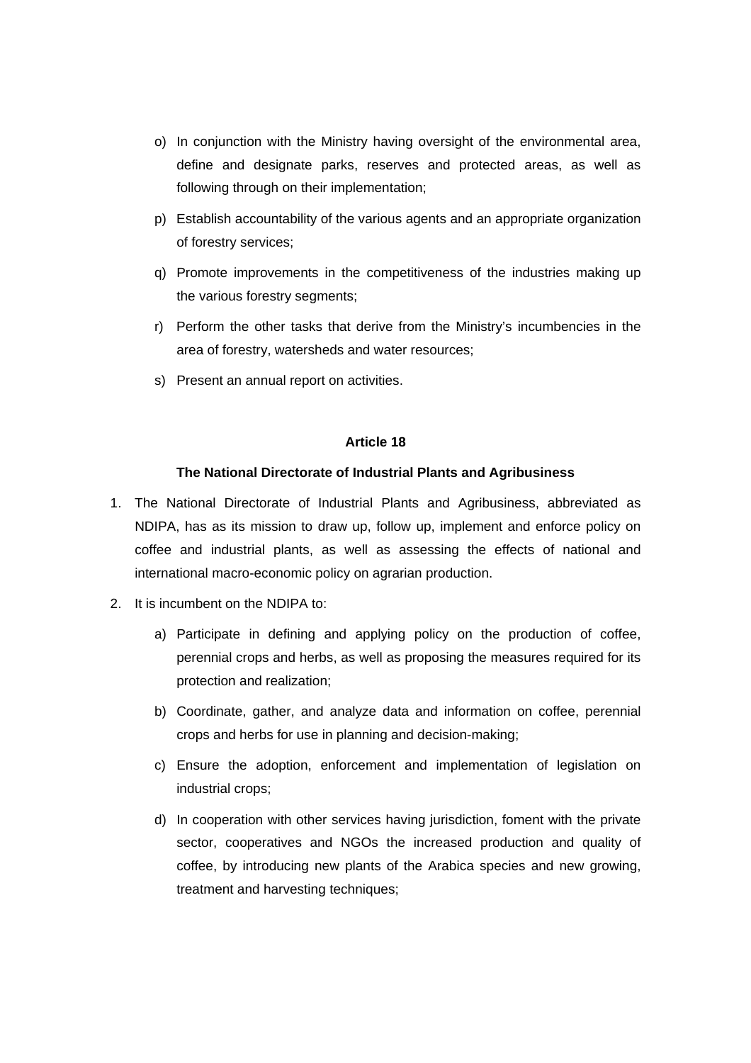o) In conjunction with the Ministry having oversight of the environmental area, define and designate parks, reserves and protected areas, as well as following through on their implementation;

p) Establish accountability of the various agents and an appropriate organization of forestry services;

q) Promote improvements in the competitiveness of the industries making up the various forestry segments;

r) Perform the other tasks that derive from the Ministry's incumbencies in the area of forestry, watersheds and water resources;

s) Present an annual report on activities.

**Article 18**

**The National Directorate of Industrial Plants and Agribusiness**

1. The National Directorate of Industrial Plants and Agribusiness, abbreviated as NDIPA, has as its mission to draw up, follow up, implement and enforce policy on coffee and industrial plants, as well as assessing the effects of national and international macro-economic policy on agrarian production.

2. It is incumbent on the NDIPA to:

   a) Participate in defining and applying policy on the production of coffee, perennial crops and herbs, as well as proposing the measures required for its protection and realization;

   b) Coordinate, gather, and analyze data and information on coffee, perennial crops and herbs for use in planning and decision-making;

   c) Ensure the adoption, enforcement and implementation of legislation on industrial crops;

   d) In cooperation with other services having jurisdiction, foment with the private sector, cooperatives and NGOs the increased production and quality of coffee, by introducing new plants of the Arabica species and new growing, treatment and harvesting techniques;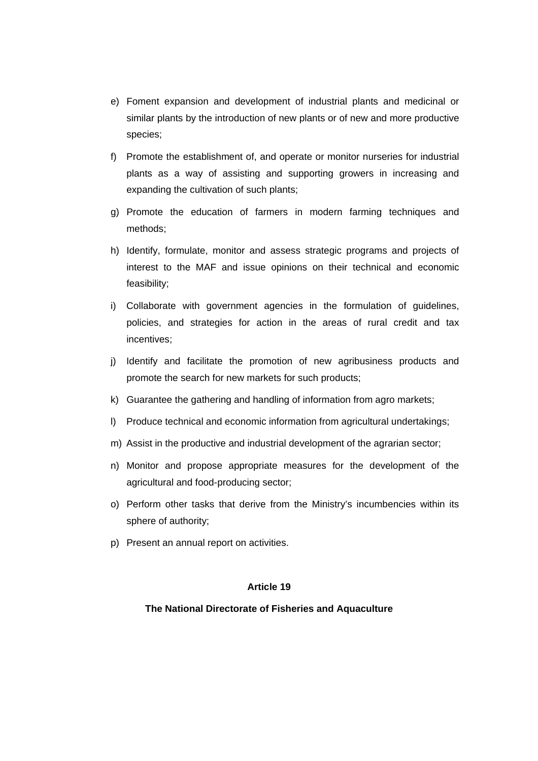e) Foment expansion and development of industrial plants and medicinal or similar plants by the introduction of new plants or of new and more productive species;

f) Promote the establishment of, and operate or monitor nurseries for industrial plants as a way of assisting and supporting growers in increasing and expanding the cultivation of such plants;

g) Promote the education of farmers in modern farming techniques and methods;

h) Identify, formulate, monitor and assess strategic programs and projects of interest to the MAF and issue opinions on their technical and economic feasibility;

i) Collaborate with government agencies in the formulation of guidelines, policies, and strategies for action in the areas of rural credit and tax incentives;

j) Identify and facilitate the promotion of new agribusiness products and promote the search for new markets for such products;

k) Guarantee the gathering and handling of information from agro markets;

l) Produce technical and economic information from agricultural undertakings;

m) Assist in the productive and industrial development of the agrarian sector;

n) Monitor and propose appropriate measures for the development of the agricultural and food-producing sector;

o) Perform other tasks that derive from the Ministry's incumbencies within its sphere of authority;

p) Present an annual report on activities.

**Article 19**

**The National Directorate of Fisheries and Aquaculture**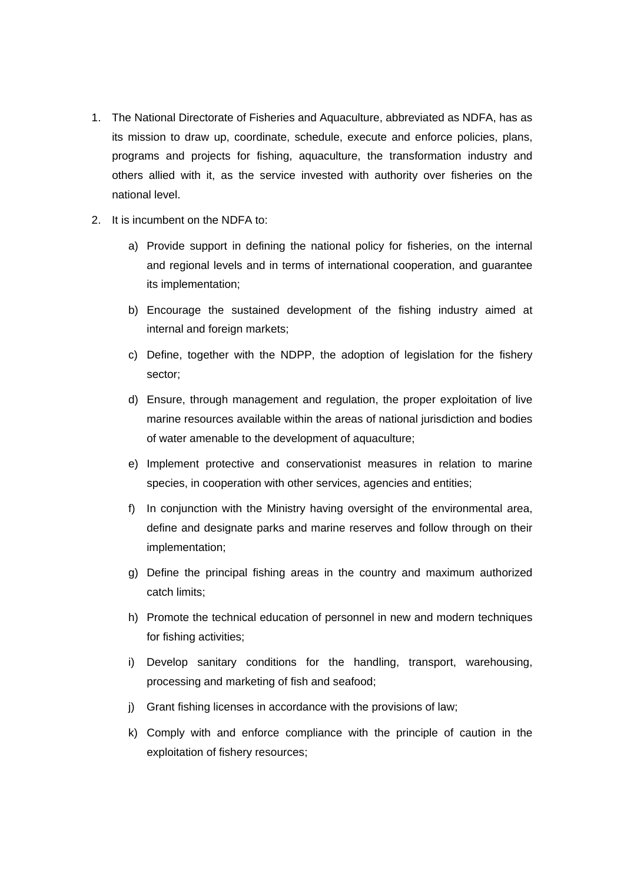1. The National Directorate of Fisheries and Aquaculture, abbreviated as NDFA, has as its mission to draw up, coordinate, schedule, execute and enforce policies, plans, programs and projects for fishing, aquaculture, the transformation industry and others allied with it, as the service invested with authority over fisheries on the national level.
2. It is incumbent on the NDFA to:
   a) Provide support in defining the national policy for fisheries, on the internal and regional levels and in terms of international cooperation, and guarantee its implementation;
   b) Encourage the sustained development of the fishing industry aimed at internal and foreign markets;
   c) Define, together with the NDPP, the adoption of legislation for the fishery sector;
   d) Ensure, through management and regulation, the proper exploitation of live marine resources available within the areas of national jurisdiction and bodies of water amenable to the development of aquaculture;
   e) Implement protective and conservationist measures in relation to marine species, in cooperation with other services, agencies and entities;
   f) In conjunction with the Ministry having oversight of the environmental area, define and designate parks and marine reserves and follow through on their implementation;
   g) Define the principal fishing areas in the country and maximum authorized catch limits;
   h) Promote the technical education of personnel in new and modern techniques for fishing activities;
   i) Develop sanitary conditions for the handling, transport, warehousing, processing and marketing of fish and seafood;
   j) Grant fishing licenses in accordance with the provisions of law;
   k) Comply with and enforce compliance with the principle of caution in the exploitation of fishery resources;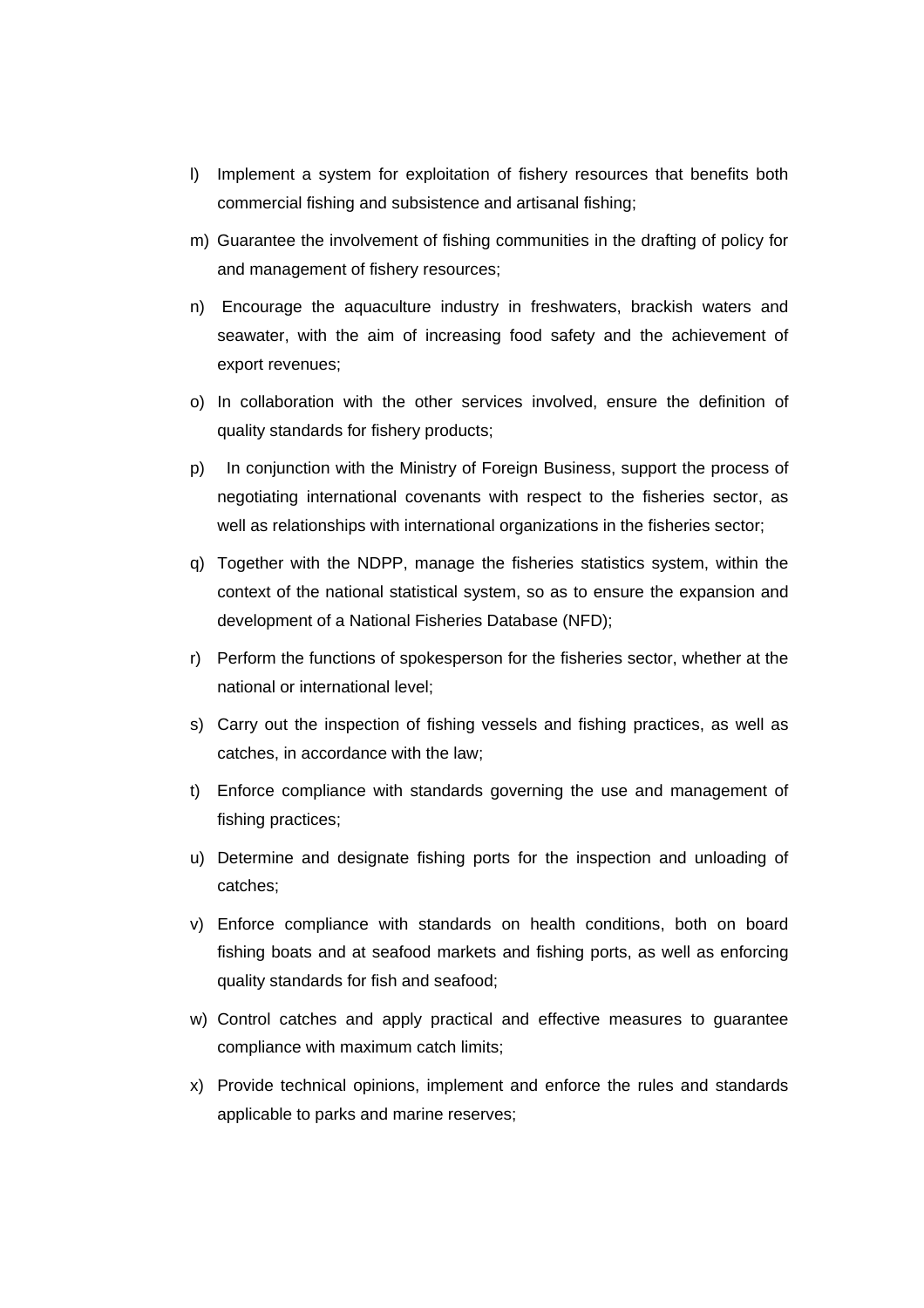l) Implement a system for exploitation of fishery resources that benefits both commercial fishing and subsistence and artisanal fishing;

m) Guarantee the involvement of fishing communities in the drafting of policy for and management of fishery resources;

n) Encourage the aquaculture industry in freshwaters, brackish waters and seawater, with the aim of increasing food safety and the achievement of export revenues;

o) In collaboration with the other services involved, ensure the definition of quality standards for fishery products;

p) In conjunction with the Ministry of Foreign Business, support the process of negotiating international covenants with respect to the fisheries sector, as well as relationships with international organizations in the fisheries sector;

q) Together with the NDPP, manage the fisheries statistics system, within the context of the national statistical system, so as to ensure the expansion and development of a National Fisheries Database (NFD);

r) Perform the functions of spokesperson for the fisheries sector, whether at the national or international level;

s) Carry out the inspection of fishing vessels and fishing practices, as well as catches, in accordance with the law;

t) Enforce compliance with standards governing the use and management of fishing practices;

u) Determine and designate fishing ports for the inspection and unloading of catches;

v) Enforce compliance with standards on health conditions, both on board fishing boats and at seafood markets and fishing ports, as well as enforcing quality standards for fish and seafood;

w) Control catches and apply practical and effective measures to guarantee compliance with maximum catch limits;

x) Provide technical opinions, implement and enforce the rules and standards applicable to parks and marine reserves;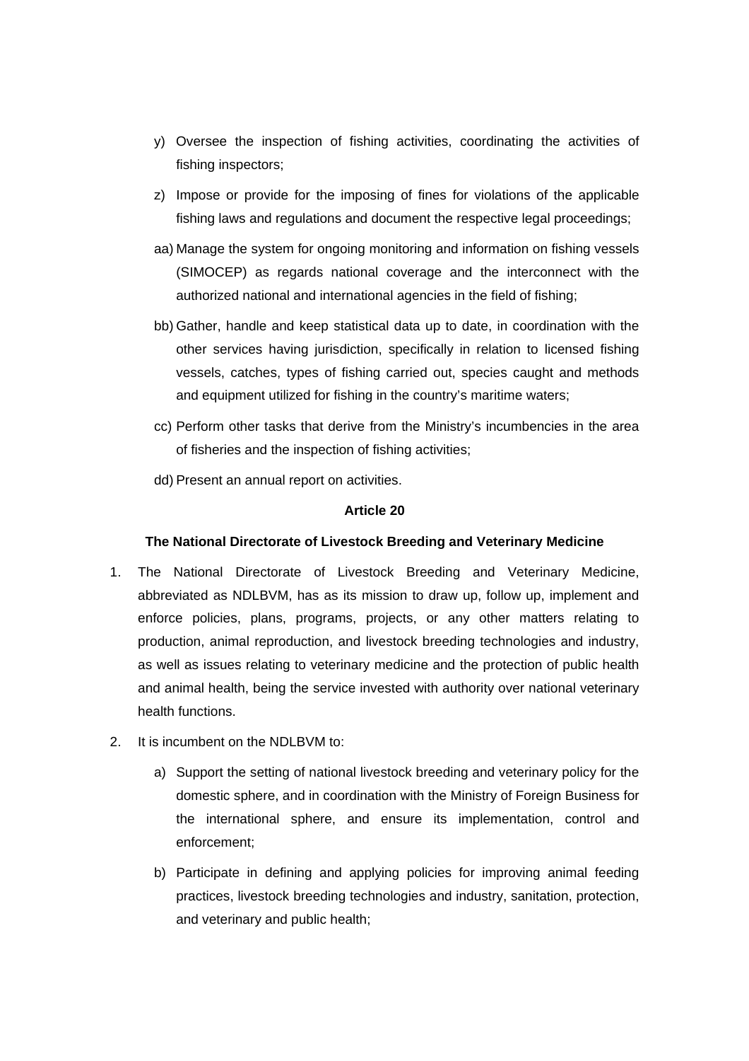y) Oversee the inspection of fishing activities, coordinating the activities of fishing inspectors;

z) Impose or provide for the imposing of fines for violations of the applicable fishing laws and regulations and document the respective legal proceedings;

aa) Manage the system for ongoing monitoring and information on fishing vessels (SIMOCEP) as regards national coverage and the interconnect with the authorized national and international agencies in the field of fishing;

bb) Gather, handle and keep statistical data up to date, in coordination with the other services having jurisdiction, specifically in relation to licensed fishing vessels, catches, types of fishing carried out, species caught and methods and equipment utilized for fishing in the country's maritime waters;

cc) Perform other tasks that derive from the Ministry's incumbencies in the area of fisheries and the inspection of fishing activities;

dd) Present an annual report on activities.

**Article 20**

**The National Directorate of Livestock Breeding and Veterinary Medicine**

1. The National Directorate of Livestock Breeding and Veterinary Medicine, abbreviated as NDLBVM, has as its mission to draw up, follow up, implement and enforce policies, plans, programs, projects, or any other matters relating to production, animal reproduction, and livestock breeding technologies and industry, as well as issues relating to veterinary medicine and the protection of public health and animal health, being the service invested with authority over national veterinary health functions.

2. It is incumbent on the NDLBVM to:

   a) Support the setting of national livestock breeding and veterinary policy for the domestic sphere, and in coordination with the Ministry of Foreign Business for the international sphere, and ensure its implementation, control and enforcement;

   b) Participate in defining and applying policies for improving animal feeding practices, livestock breeding technologies and industry, sanitation, protection, and veterinary and public health;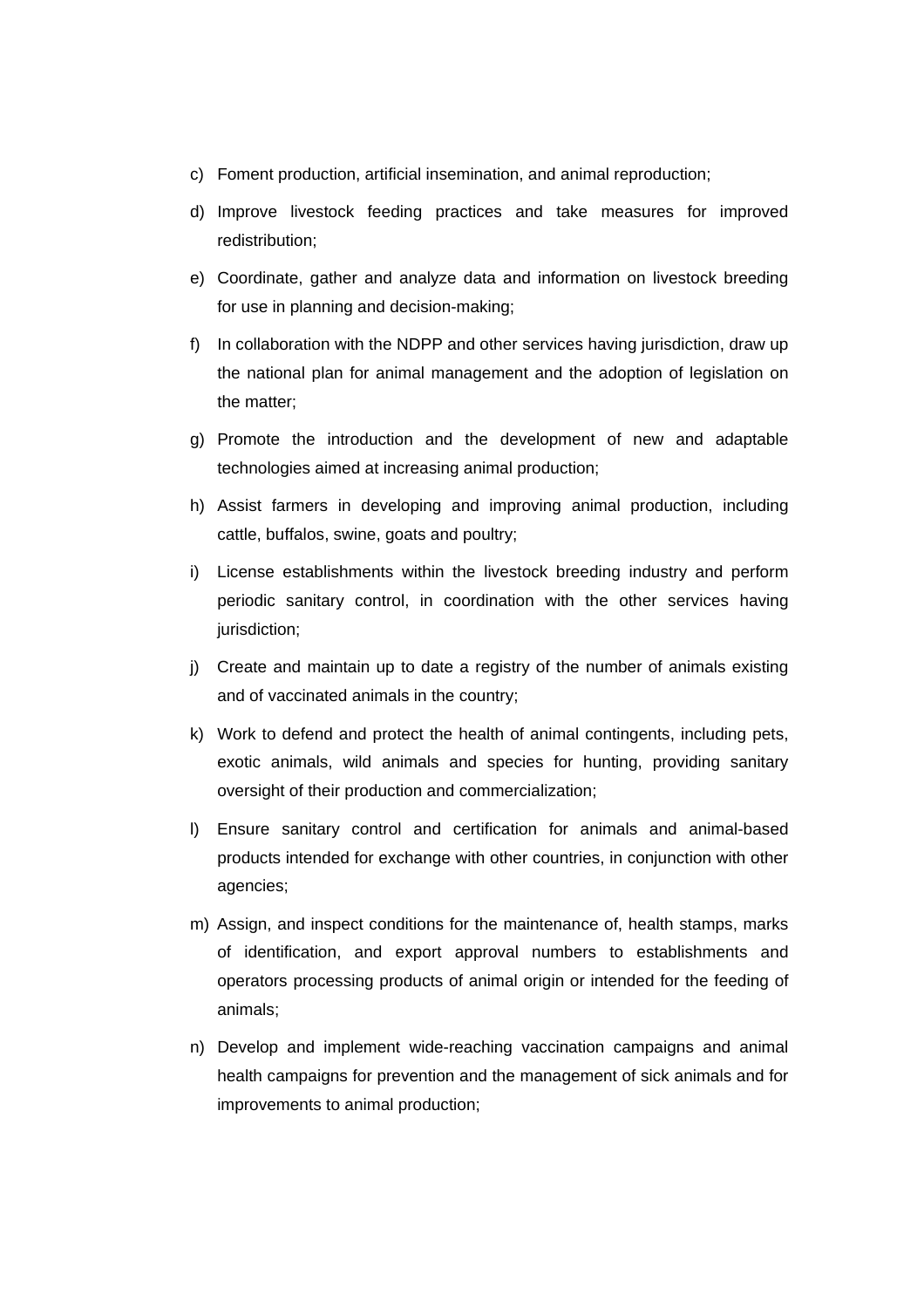c) Foment production, artificial insemination, and animal reproduction;

d) Improve livestock feeding practices and take measures for improved redistribution;

e) Coordinate, gather and analyze data and information on livestock breeding for use in planning and decision-making;

f) In collaboration with the NDPP and other services having jurisdiction, draw up the national plan for animal management and the adoption of legislation on the matter;

g) Promote the introduction and the development of new and adaptable technologies aimed at increasing animal production;

h) Assist farmers in developing and improving animal production, including cattle, buffalos, swine, goats and poultry;

i) License establishments within the livestock breeding industry and perform periodic sanitary control, in coordination with the other services having jurisdiction;

j) Create and maintain up to date a registry of the number of animals existing and of vaccinated animals in the country;

k) Work to defend and protect the health of animal contingents, including pets, exotic animals, wild animals and species for hunting, providing sanitary oversight of their production and commercialization;

l) Ensure sanitary control and certification for animals and animal-based products intended for exchange with other countries, in conjunction with other agencies;

m) Assign, and inspect conditions for the maintenance of, health stamps, marks of identification, and export approval numbers to establishments and operators processing products of animal origin or intended for the feeding of animals;

n) Develop and implement wide-reaching vaccination campaigns and animal health campaigns for prevention and the management of sick animals and for improvements to animal production;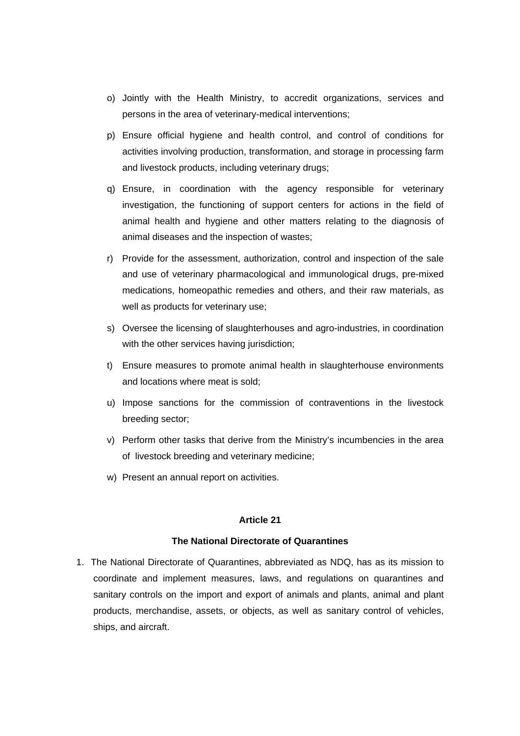o) Jointly with the Health Ministry, to accredit organizations, services and persons in the area of veterinary-medical interventions;

p) Ensure official hygiene and health control, and control of conditions for activities involving production, transformation, and storage in processing farm and livestock products, including veterinary drugs;

q) Ensure, in coordination with the agency responsible for veterinary investigation, the functioning of support centers for actions in the field of animal health and hygiene and other matters relating to the diagnosis of animal diseases and the inspection of wastes;

r) Provide for the assessment, authorization, control and inspection of the sale and use of veterinary pharmacological and immunological drugs, pre-mixed medications, homeopathic remedies and others, and their raw materials, as well as products for veterinary use;

s) Oversee the licensing of slaughterhouses and agro-industries, in coordination with the other services having jurisdiction;

t) Ensure measures to promote animal health in slaughterhouse environments and locations where meat is sold;

u) Impose sanctions for the commission of contraventions in the livestock breeding sector;

v) Perform other tasks that derive from the Ministry's incumbencies in the area of livestock breeding and veterinary medicine;

w) Present an annual report on activities.

**Article 21**

**The National Directorate of Quarantines**

1. The National Directorate of Quarantines, abbreviated as NDQ, has as its mission to coordinate and implement measures, laws, and regulations on quarantines and sanitary controls on the import and export of animals and plants, animal and plant products, merchandise, assets, or objects, as well as sanitary control of vehicles, ships, and aircraft.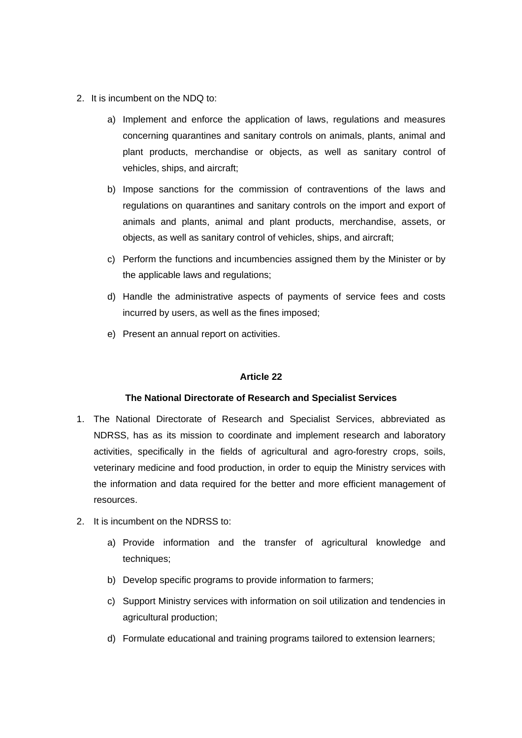2. It is incumbent on the NDQ to:

    a) Implement and enforce the application of laws, regulations and measures concerning quarantines and sanitary controls on animals, plants, animal and plant products, merchandise or objects, as well as sanitary control of vehicles, ships, and aircraft;

    b) Impose sanctions for the commission of contraventions of the laws and regulations on quarantines and sanitary controls on the import and export of animals and plants, animal and plant products, merchandise, assets, or objects, as well as sanitary control of vehicles, ships, and aircraft;

    c) Perform the functions and incumbencies assigned them by the Minister or by the applicable laws and regulations;

    d) Handle the administrative aspects of payments of service fees and costs incurred by users, as well as the fines imposed;

    e) Present an annual report on activities.

**Article 22**

**The National Directorate of Research and Specialist Services**

1. The National Directorate of Research and Specialist Services, abbreviated as NDRSS, has as its mission to coordinate and implement research and laboratory activities, specifically in the fields of agricultural and agro-forestry crops, soils, veterinary medicine and food production, in order to equip the Ministry services with the information and data required for the better and more efficient management of resources.

2. It is incumbent on the NDRSS to:

    a) Provide information and the transfer of agricultural knowledge and techniques;

    b) Develop specific programs to provide information to farmers;

    c) Support Ministry services with information on soil utilization and tendencies in agricultural production;

    d) Formulate educational and training programs tailored to extension learners;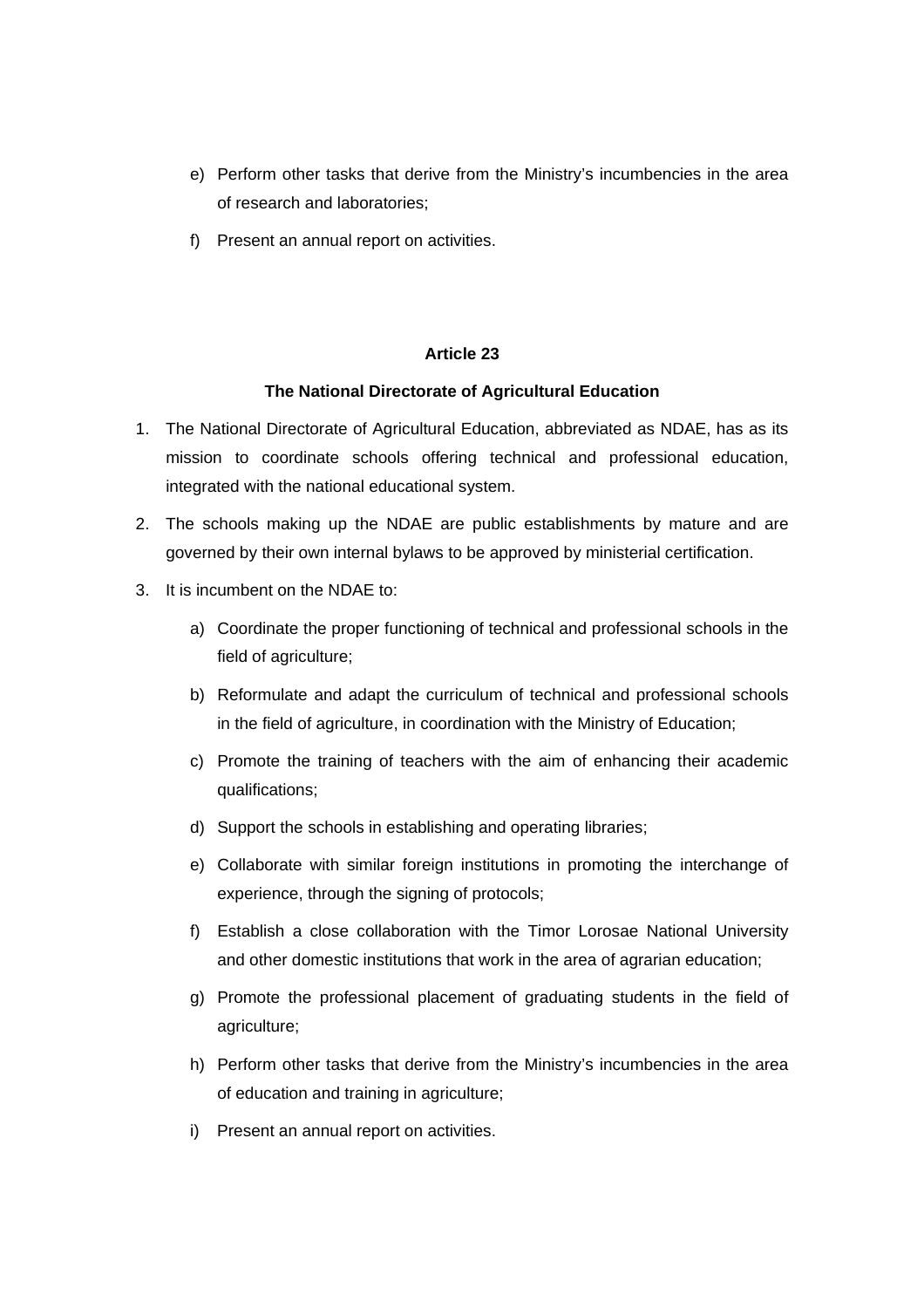e) Perform other tasks that derive from the Ministry's incumbencies in the area of research and laboratories;

f) Present an annual report on activities.

**Article 23**

**The National Directorate of Agricultural Education**

1. The National Directorate of Agricultural Education, abbreviated as NDAE, has as its mission to coordinate schools offering technical and professional education, integrated with the national educational system.

2. The schools making up the NDAE are public establishments by mature and are governed by their own internal bylaws to be approved by ministerial certification.

3. It is incumbent on the NDAE to:

   a) Coordinate the proper functioning of technical and professional schools in the field of agriculture;

   b) Reformulate and adapt the curriculum of technical and professional schools in the field of agriculture, in coordination with the Ministry of Education;

   c) Promote the training of teachers with the aim of enhancing their academic qualifications;

   d) Support the schools in establishing and operating libraries;

   e) Collaborate with similar foreign institutions in promoting the interchange of experience, through the signing of protocols;

   f) Establish a close collaboration with the Timor Lorosae National University and other domestic institutions that work in the area of agrarian education;

   g) Promote the professional placement of graduating students in the field of agriculture;

   h) Perform other tasks that derive from the Ministry's incumbencies in the area of education and training in agriculture;

   i) Present an annual report on activities.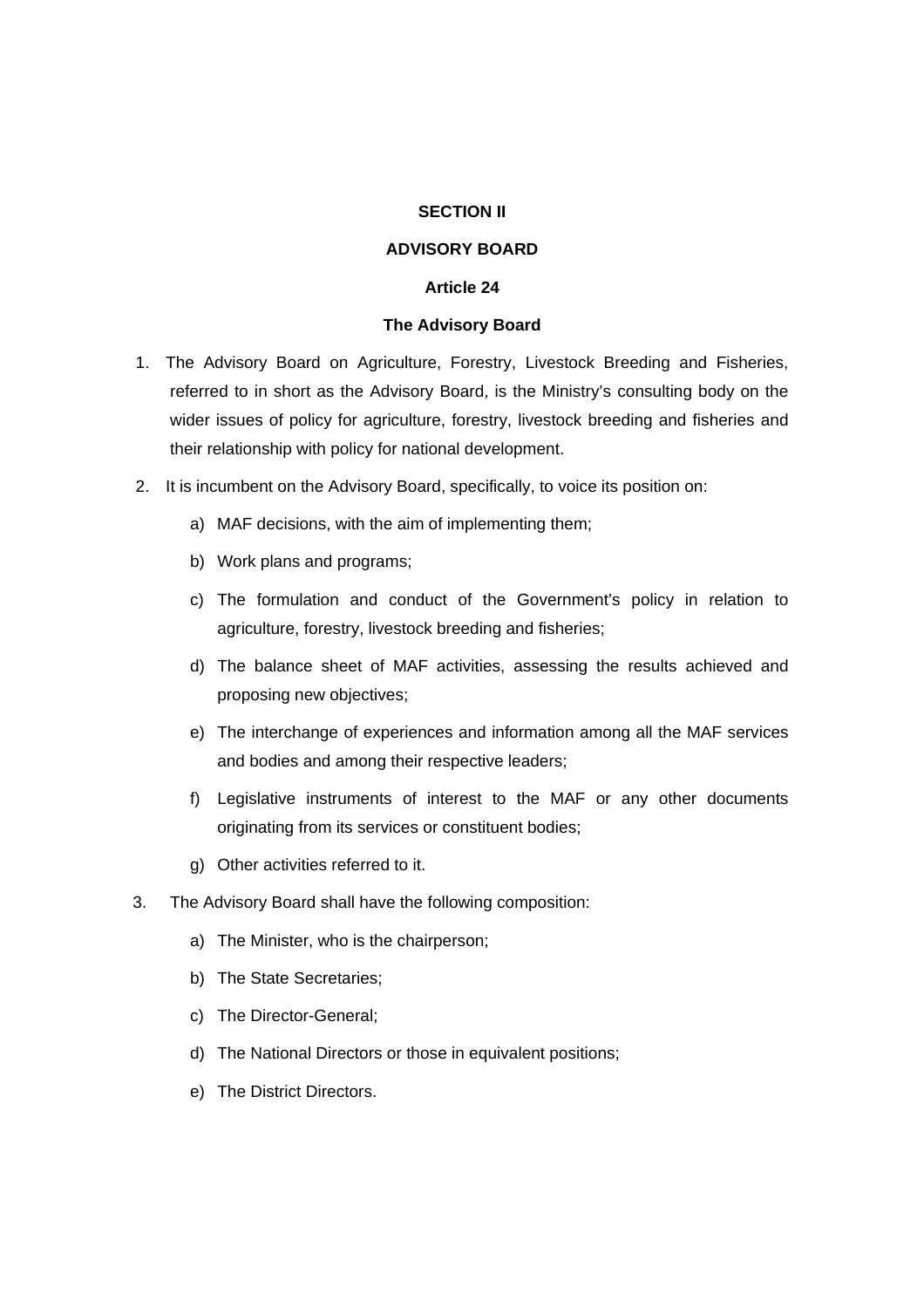## SECTION II

## ADVISORY BOARD

### Article 24

### The Advisory Board

1. The Advisory Board on Agriculture, Forestry, Livestock Breeding and Fisheries, referred to in short as the Advisory Board, is the Ministry's consulting body on the wider issues of policy for agriculture, forestry, livestock breeding and fisheries and their relationship with policy for national development.

2. It is incumbent on the Advisory Board, specifically, to voice its position on:

   a) MAF decisions, with the aim of implementing them;

   b) Work plans and programs;

   c) The formulation and conduct of the Government's policy in relation to agriculture, forestry, livestock breeding and fisheries;

   d) The balance sheet of MAF activities, assessing the results achieved and proposing new objectives;

   e) The interchange of experiences and information among all the MAF services and bodies and among their respective leaders;

   f) Legislative instruments of interest to the MAF or any other documents originating from its services or constituent bodies;

   g) Other activities referred to it.

3. The Advisory Board shall have the following composition:

   a) The Minister, who is the chairperson;

   b) The State Secretaries;

   c) The Director-General;

   d) The National Directors or those in equivalent positions;

   e) The District Directors.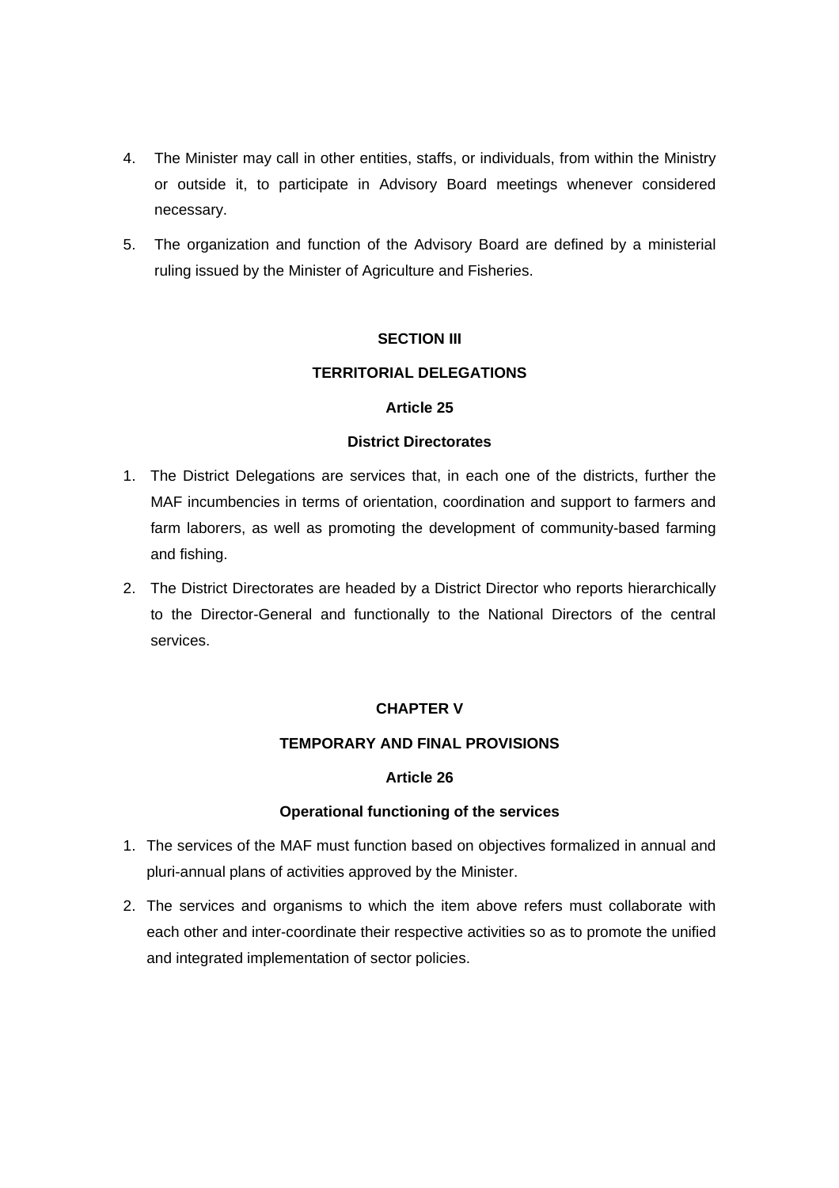4. The Minister may call in other entities, staffs, or individuals, from within the Ministry or outside it, to participate in Advisory Board meetings whenever considered necessary.
5. The organization and function of the Advisory Board are defined by a ministerial ruling issued by the Minister of Agriculture and Fisheries.

## SECTION III

## TERRITORIAL DELEGATIONS

### Article 25

### District Directorates

1. The District Delegations are services that, in each one of the districts, further the MAF incumbencies in terms of orientation, coordination and support to farmers and farm laborers, as well as promoting the development of community-based farming and fishing.
2. The District Directorates are headed by a District Director who reports hierarchically to the Director-General and functionally to the National Directors of the central services.

## CHAPTER V

## TEMPORARY AND FINAL PROVISIONS

### Article 26

### Operational functioning of the services

1. The services of the MAF must function based on objectives formalized in annual and pluri-annual plans of activities approved by the Minister.
2. The services and organisms to which the item above refers must collaborate with each other and inter-coordinate their respective activities so as to promote the unified and integrated implementation of sector policies.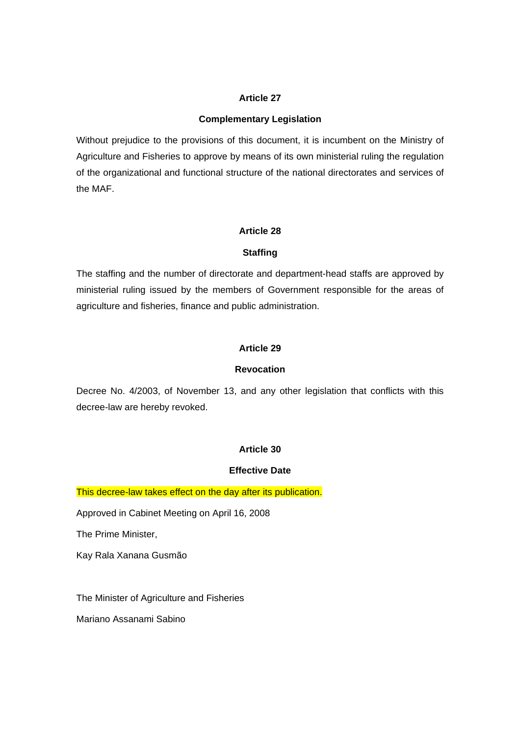### Article 27

### Complementary Legislation

Without prejudice to the provisions of this document, it is incumbent on the Ministry of Agriculture and Fisheries to approve by means of its own ministerial ruling the regulation of the organizational and functional structure of the national directorates and services of the MAF.

### Article 28

### Staffing

The staffing and the number of directorate and department-head staffs are approved by ministerial ruling issued by the members of Government responsible for the areas of agriculture and fisheries, finance and public administration.

### Article 29

### Revocation

Decree No. 4/2003, of November 13, and any other legislation that conflicts with this decree-law are hereby revoked.

### Article 30

### Effective Date

This decree-law takes effect on the day after its publication.

Approved in Cabinet Meeting on April 16, 2008

The Prime Minister,

Kay Rala Xanana Gusmão

The Minister of Agriculture and Fisheries

Mariano Assanami Sabino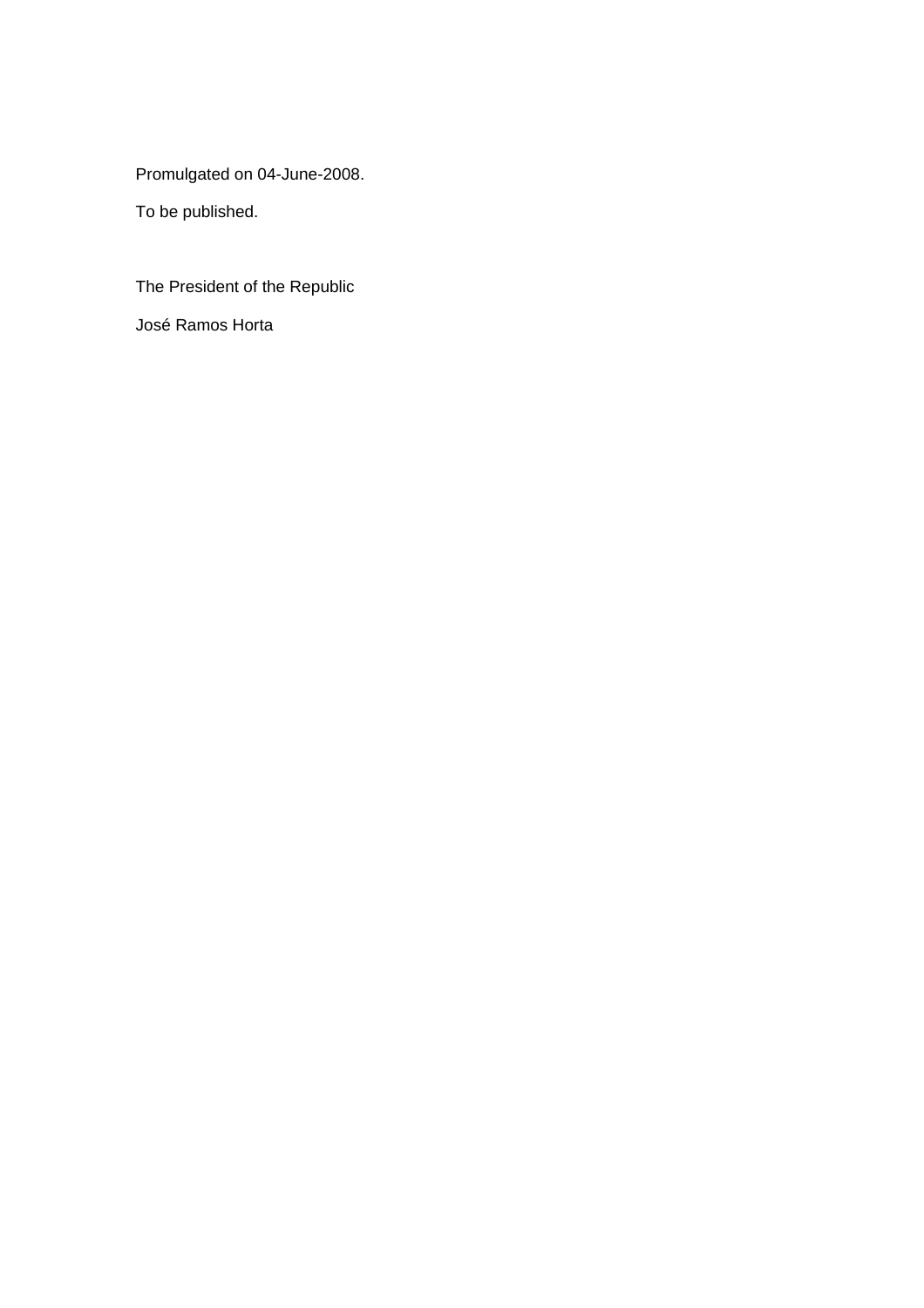Promulgated on 04-June-2008.

To be published.

The President of the Republic

José Ramos Horta